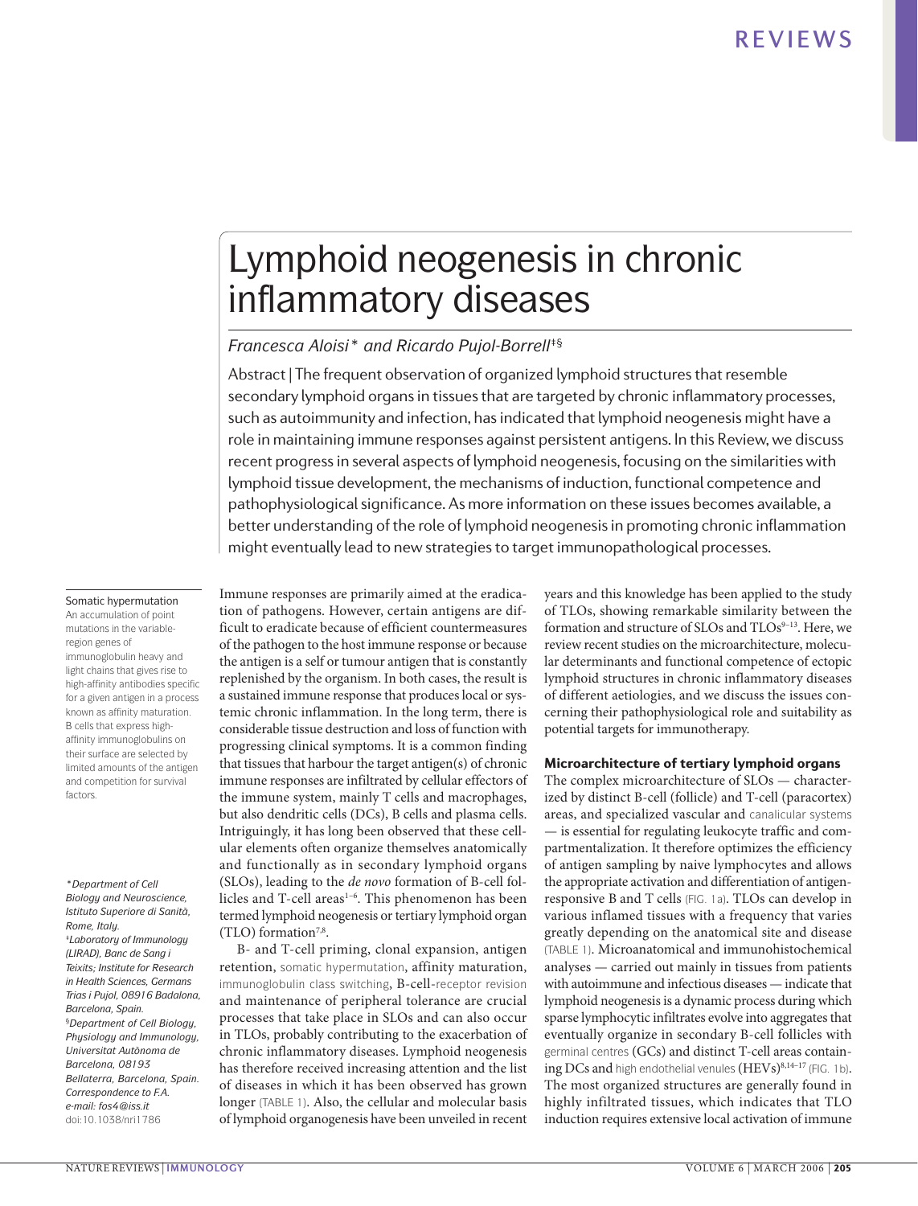# Lymphoid neogenesis in chronic inflammatory diseases

*Francesca Aloisi\* and Ricardo Pujol-Borrell‡§*

Abstract | The frequent observation of organized lymphoid structures that resemble secondary lymphoid organs in tissues that are targeted by chronic inflammatory processes, such as autoimmunity and infection, has indicated that lymphoid neogenesis might have a role in maintaining immune responses against persistent antigens. In this Review, we discuss recent progress in several aspects of lymphoid neogenesis, focusing on the similarities with lymphoid tissue development, the mechanisms of induction, functional competence and pathophysiological significance. As more information on these issues becomes available, a better understanding of the role of lymphoid neogenesis in promoting chronic inflammation might eventually lead to new strategies to target immunopathological processes.

Immune responses are primarily aimed at the eradication of pathogens. However, certain antigens are difficult to eradicate because of efficient countermeasures of the pathogen to the host immune response or because the antigen is a self or tumour antigen that is constantly replenished by the organism. In both cases, the result is a sustained immune response that produces local or systemic chronic inflammation. In the long term, there is considerable tissue destruction and loss of function with progressing clinical symptoms. It is a common finding that tissues that harbour the target antigen(s) of chronic immune responses are infiltrated by cellular effectors of the immune system, mainly T cells and macrophages, but also dendritic cells (DCs), B cells and plasma cells. Intriguingly, it has long been observed that these cellular elements often organize themselves anatomically and functionally as in secondary lymphoid organs (SLOs), leading to the *de novo* formation of B-cell follicles and T-cell areas[1–6]. This phenomenon has been termed lymphoid neogenesis or tertiary lymphoid organ (TLO) formation[7,8].

B- and T-cell priming, clonal expansion, antigen retention, somatic hypermutation, affinity maturation, immunoglobulin class switching, B-cell-receptor revision and maintenance of peripheral tolerance are crucial processes that take place in SLOs and can also occur in TLOs, probably contributing to the exacerbation of chronic inflammatory diseases. Lymphoid neogenesis has therefore received increasing attention and the list of diseases in which it has been observed has grown longer (TABLE 1). Also, the cellular and molecular basis of lymphoid organogenesis have been unveiled in recent years and this knowledge has been applied to the study of TLOs, showing remarkable similarity between the formation and structure of SLOs and TLOs[9–13]. Here, we review recent studies on the microarchitecture, molecular determinants and functional competence of ectopic lymphoid structures in chronic inflammatory diseases of different aetiologies, and we discuss the issues concerning their pathophysiological role and suitability as potential targets for immunotherapy.

## Microarchitecture of tertiary lymphoid organs

The complex microarchitecture of SLOs — characterized by distinct B-cell (follicle) and T-cell (paracortex) areas, and specialized vascular and canalicular systems — is essential for regulating leukocyte traffic and compartmentalization. It therefore optimizes the efficiency of antigen sampling by naive lymphocytes and allows the appropriate activation and differentiation of antigen-responsive B and T cells (FIG. 1a). TLOs can develop in various inflamed tissues with a frequency that varies greatly depending on the anatomical site and disease (TABLE 1). Microanatomical and immunohistochemical analyses — carried out mainly in tissues from patients with autoimmune and infectious diseases — indicate that lymphoid neogenesis is a dynamic process during which sparse lymphocytic infiltrates evolve into aggregates that eventually organize in secondary B-cell follicles with germinal centres (GCs) and distinct T-cell areas containing DCs and high endothelial venules (HEVs)[8,14–17] (FIG. 1b). The most organized structures are generally found in highly infiltrated tissues, which indicates that TLO induction requires extensive local activation of immune

**Somatic hypermutation**
An accumulation of point mutations in the variable-region genes of immunoglobulin heavy and light chains that gives rise to high-affinity antibodies specific for a given antigen in a process known as affinity maturation. B cells that express high-affinity immunoglobulins on their surface are selected by limited amounts of the antigen and competition for survival factors.

*\*Department of Cell Biology and Neuroscience, Istituto Superiore di Sanità, Rome, Italy.*
*‡Laboratory of Immunology (LIRAD), Banc de Sang i Teixits; Institute for Research in Health Sciences, Germans Trias i Pujol, 08916 Badalona, Barcelona, Spain.*
*§Department of Cell Biology, Physiology and Immunology, Universitat Autònoma de Barcelona, 08193 Bellaterra, Barcelona, Spain.*
*Correspondence to F.A.*
*e-mail: fos4@iss.it*
doi:10.1038/nri1786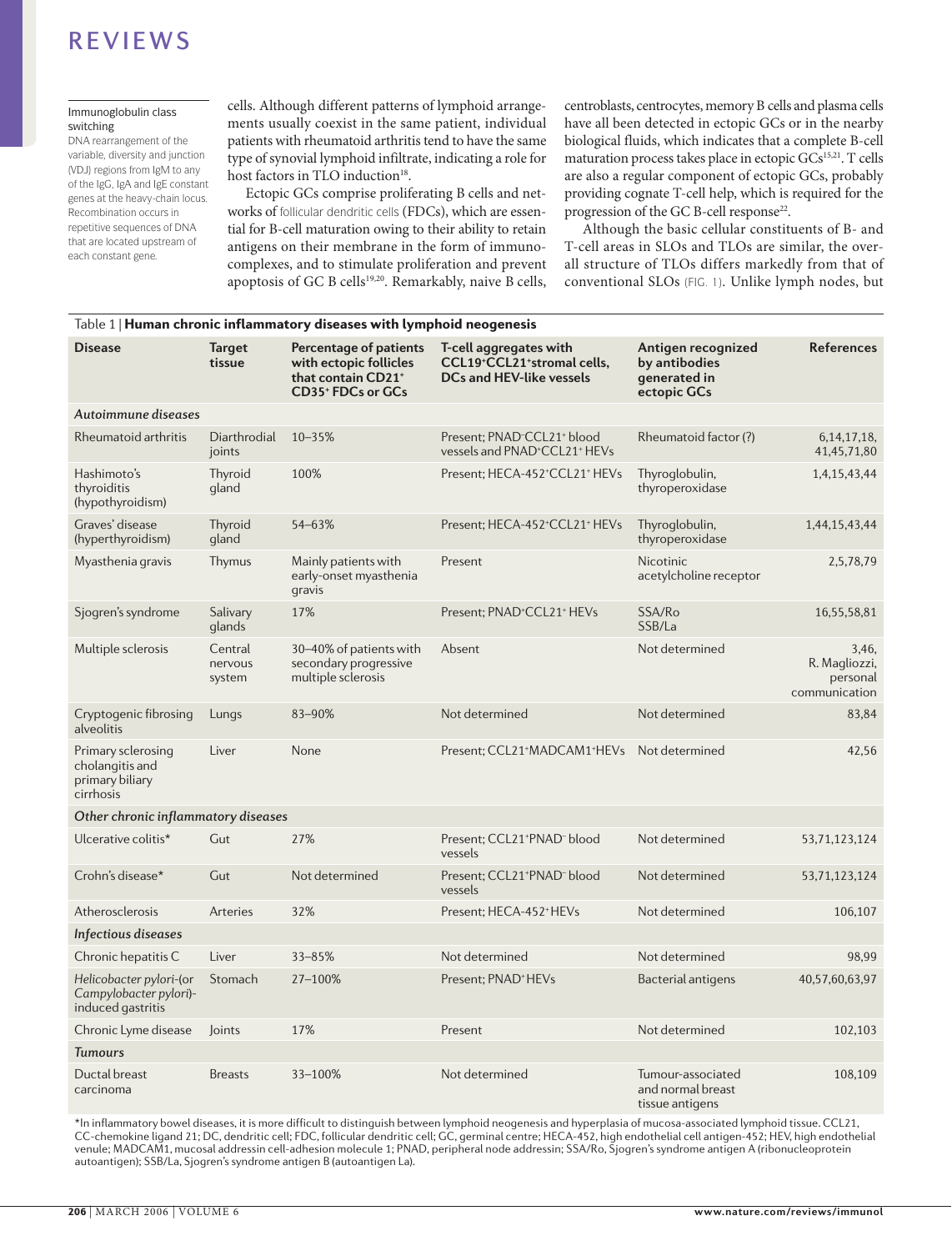**Immunoglobulin class switching**
DNA rearrangement of the variable, diversity and junction (VDJ) regions from IgM to any of the IgG, IgA and IgE constant genes at the heavy-chain locus. Recombination occurs in repetitive sequences of DNA that are located upstream of each constant gene.

cells. Although different patterns of lymphoid arrangements usually coexist in the same patient, individual patients with rheumatoid arthritis tend to have the same type of synovial lymphoid infiltrate, indicating a role for host factors in TLO induction[18].

Ectopic GCs comprise proliferating B cells and networks of follicular dendritic cells (FDCs), which are essential for B-cell maturation owing to their ability to retain antigens on their membrane in the form of immunocomplexes, and to stimulate proliferation and prevent apoptosis of GC B cells[19,20]. Remarkably, naive B cells, centroblasts, centrocytes, memory B cells and plasma cells have all been detected in ectopic GCs or in the nearby biological fluids, which indicates that a complete B-cell maturation process takes place in ectopic GCs[15,21]. T cells are also a regular component of ectopic GCs, probably providing cognate T-cell help, which is required for the progression of the GC B-cell response[22].

Although the basic cellular constituents of B- and T-cell areas in SLOs and TLOs are similar, the overall structure of TLOs differs markedly from that of conventional SLOs (FIG. 1). Unlike lymph nodes, but

Table 1 | **Human chronic inflammatory diseases with lymphoid neogenesis**

| Disease | Target tissue | Percentage of patients with ectopic follicles that contain CD21⁺ CD35⁺ FDCs or GCs | T-cell aggregates with CCL19⁺CCL21⁺stromal cells, DCs and HEV-like vessels | Antigen recognized by antibodies generated in ectopic GCs | References |
|---|---|---|---|---|---|
| *Autoimmune diseases* | | | | | |
| Rheumatoid arthritis | Diarthrodial joints | 10–35% | Present; PNAD⁻CCL21⁺ blood vessels and PNAD⁺CCL21⁺ HEVs | Rheumatoid factor (?) | 6,14,17,18, 41,45,71,80 |
| Hashimoto's thyroiditis (hypothyroidism) | Thyroid gland | 100% | Present; HECA-452⁺CCL21⁺ HEVs | Thyroglobulin, thyroperoxidase | 1,4,15,43,44 |
| Graves' disease (hyperthyroidism) | Thyroid gland | 54–63% | Present; HECA-452⁺CCL21⁺ HEVs | Thyroglobulin, thyroperoxidase | 1,44,15,43,44 |
| Myasthenia gravis | Thymus | Mainly patients with early-onset myasthenia gravis | Present | Nicotinic acetylcholine receptor | 2,5,78,79 |
| Sjogren's syndrome | Salivary glands | 17% | Present; PNAD⁺CCL21⁺ HEVs | SSA/Ro SSB/La | 16,55,58,81 |
| Multiple sclerosis | Central nervous system | 30–40% of patients with secondary progressive multiple sclerosis | Absent | Not determined | 3,46, R. Magliozzi, personal communication |
| Cryptogenic fibrosing alveolitis | Lungs | 83–90% | Not determined | Not determined | 83,84 |
| Primary sclerosing cholangitis and primary biliary cirrhosis | Liver | None | Present; CCL21⁺MADCAM1⁺HEVs | Not determined | 42,56 |
| *Other chronic inflammatory diseases* | | | | | |
| Ulcerative colitis* | Gut | 27% | Present; CCL21⁺PNAD⁻ blood vessels | Not determined | 53,71,123,124 |
| Crohn's disease* | Gut | Not determined | Present; CCL21⁺PNAD⁻ blood vessels | Not determined | 53,71,123,124 |
| Atherosclerosis | Arteries | 32% | Present; HECA-452⁺HEVs | Not determined | 106,107 |
| *Infectious diseases* | | | | | |
| Chronic hepatitis C | Liver | 33–85% | Not determined | Not determined | 98,99 |
| *Helicobacter pylori*-(or *Campylobacter pylori*)-induced gastritis | Stomach | 27–100% | Present; PNAD⁺HEVs | Bacterial antigens | 40,57,60,63,97 |
| Chronic Lyme disease | Joints | 17% | Present | Not determined | 102,103 |
| *Tumours* | | | | | |
| Ductal breast carcinoma | Breasts | 33–100% | Not determined | Tumour-associated and normal breast tissue antigens | 108,109 |

*In inflammatory bowel diseases, it is more difficult to distinguish between lymphoid neogenesis and hyperplasia of mucosa-associated lymphoid tissue. CCL21, CC-chemokine ligand 21; DC, dendritic cell; FDC, follicular dendritic cell; GC, germinal centre; HECA-452, high endothelial cell antigen-452; HEV, high endothelial venule; MADCAM1, mucosal addressin cell-adhesion molecule 1; PNAD, peripheral node addressin; SSA/Ro, Sjogren's syndrome antigen A (ribonucleoprotein autoantigen); SSB/La, Sjogren's syndrome antigen B (autoantigen La).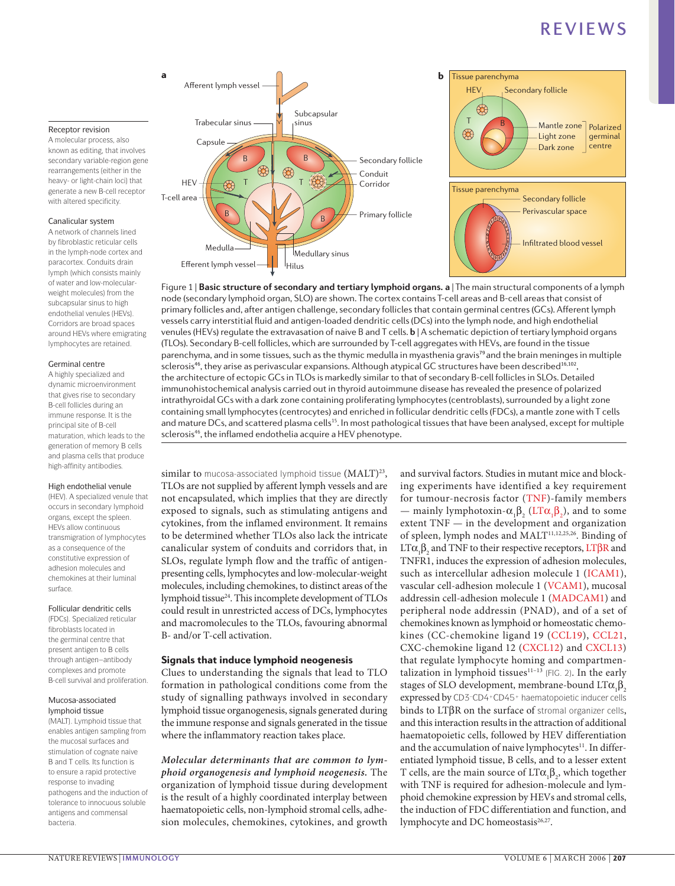a

Afferent lymph vessel
Trabecular sinus
Subcapsular sinus
Capsule
B
B
HEV
T
T
T-cell area
Secondary follicle
Conduit
Corridor
B
B
Primary follicle
Medulla
Efferent lymph vessel
Medullary sinus
Hilus

b

Tissue parenchyma
HEV
Secondary follicle
T
B
Mantle zone
Light zone
Dark zone
Polarized germinal centre

Tissue parenchyma
Secondary follicle
Perivascular space
Infiltrated blood vessel

Figure 1 | **Basic structure of secondary and tertiary lymphoid organs. a** | The main structural components of a lymph node (secondary lymphoid organ, SLO) are shown. The cortex contains T-cell areas and B-cell areas that consist of primary follicles and, after antigen challenge, secondary follicles that contain germinal centres (GCs). Afferent lymph vessels carry interstitial fluid and antigen-loaded dendritic cells (DCs) into the lymph node, and high endothelial venules (HEVs) regulate the extravasation of naive B and T cells. **b** | A schematic depiction of tertiary lymphoid organs (TLOs). Secondary B-cell follicles, which are surrounded by T-cell aggregates with HEVs, are found in the tissue parenchyma, and in some tissues, such as the thymic medulla in myasthenia gravis[79] and the brain meninges in multiple sclerosis[46], they arise as perivascular expansions. Although atypical GC structures have been described[16,102], the architecture of ectopic GCs in TLOs is markedly similar to that of secondary B-cell follicles in SLOs. Detailed immunohistochemical analysis carried out in thyroid autoimmune disease has revealed the presence of polarized intrathyroidal GCs with a dark zone containing proliferating lymphocytes (centroblasts), surrounded by a light zone containing small lymphocytes (centrocytes) and enriched in follicular dendritic cells (FDCs), a mantle zone with T cells and mature DCs, and scattered plasma cells[15]. In most pathological tissues that have been analysed, except for multiple sclerosis[46], the inflamed endothelia acquire a HEV phenotype.

**Receptor revision**
A molecular process, also known as editing, that involves secondary variable-region gene rearrangements (either in the heavy- or light-chain loci) that generate a new B-cell receptor with altered specificity.

**Canalicular system**
A network of channels lined by fibroblastic reticular cells in the lymph-node cortex and paracortex. Conduits drain lymph (which consists mainly of water and low-molecular-weight molecules) from the subcapsular sinus to high endothelial venules (HEVs). Corridors are broad spaces around HEVs where emigrating lymphocytes are retained.

**Germinal centre**
A highly specialized and dynamic microenvironment that gives rise to secondary B-cell follicles during an immune response. It is the principal site of B-cell maturation, which leads to the generation of memory B cells and plasma cells that produce high-affinity antibodies.

**High endothelial venule**
(HEV). A specialized venule that occurs in secondary lymphoid organs, except the spleen. HEVs allow continuous transmigration of lymphocytes as a consequence of the constitutive expression of adhesion molecules and chemokines at their luminal surface.

**Follicular dendritic cells**
(FDCs). Specialized reticular fibroblasts located in the germinal centre that present antigen to B cells through antigen–antibody complexes and promote B-cell survival and proliferation.

**Mucosa-associated lymphoid tissue**
(MALT). Lymphoid tissue that enables antigen sampling from the mucosal surfaces and stimulation of cognate naive B and T cells. Its function is to ensure a rapid protective response to invading pathogens and the induction of tolerance to innocuous soluble antigens and commensal bacteria.

similar to mucosa-associated lymphoid tissue (MALT)[23], TLOs are not supplied by afferent lymph vessels and are not encapsulated, which implies that they are directly exposed to signals, such as stimulating antigens and cytokines, from the inflamed environment. It remains to be determined whether TLOs also lack the intricate canalicular system of conduits and corridors that, in SLOs, regulate lymph flow and the traffic of antigen-presenting cells, lymphocytes and low-molecular-weight molecules, including chemokines, to distinct areas of the lymphoid tissue[24]. This incomplete development of TLOs could result in unrestricted access of DCs, lymphocytes and macromolecules to the TLOs, favouring abnormal B- and/or T-cell activation.

## Signals that induce lymphoid neogenesis

Clues to understanding the signals that lead to TLO formation in pathological conditions come from the study of signalling pathways involved in secondary lymphoid tissue organogenesis, signals generated during the immune response and signals generated in the tissue where the inflammatory reaction takes place.

***Molecular determinants that are common to lymphoid organogenesis and lymphoid neogenesis.*** The organization of lymphoid tissue during development is the result of a highly coordinated interplay between haematopoietic cells, non-lymphoid stromal cells, adhesion molecules, chemokines, cytokines, and growth and survival factors. Studies in mutant mice and blocking experiments have identified a key requirement for tumour-necrosis factor (TNF)-family members — mainly lymphotoxin-$\alpha_1\beta_2$ ($LT\alpha_1\beta_2$), and to some extent TNF — in the development and organization of spleen, lymph nodes and MALT[11,12,25,26]. Binding of $LT\alpha_1\beta_2$ and TNF to their respective receptors, LTβR and TNFR1, induces the expression of adhesion molecules, such as intercellular adhesion molecule 1 (ICAM1), vascular cell-adhesion molecule 1 (VCAM1), mucosal addressin cell-adhesion molecule 1 (MADCAM1) and peripheral node addressin (PNAD), and of a set of chemokines known as lymphoid or homeostatic chemokines (CC-chemokine ligand 19 (CCL19), CCL21, CXC-chemokine ligand 12 (CXCL12) and CXCL13) that regulate lymphocyte homing and compartmentalization in lymphoid tissues[11–13] (FIG. 2). In the early stages of SLO development, membrane-bound $LT\alpha_1\beta_2$ expressed by $CD3^-CD4^+CD45^+$ haematopoietic inducer cells binds to LTβR on the surface of stromal organizer cells, and this interaction results in the attraction of additional haematopoietic cells, followed by HEV differentiation and the accumulation of naive lymphocytes[11]. In differentiated lymphoid tissue, B cells, and to a lesser extent T cells, are the main source of $LT\alpha_1\beta_2$, which together with TNF is required for adhesion-molecule and lymphoid chemokine expression by HEVs and stromal cells, the induction of FDC differentiation and function, and lymphocyte and DC homeostasis[26,27].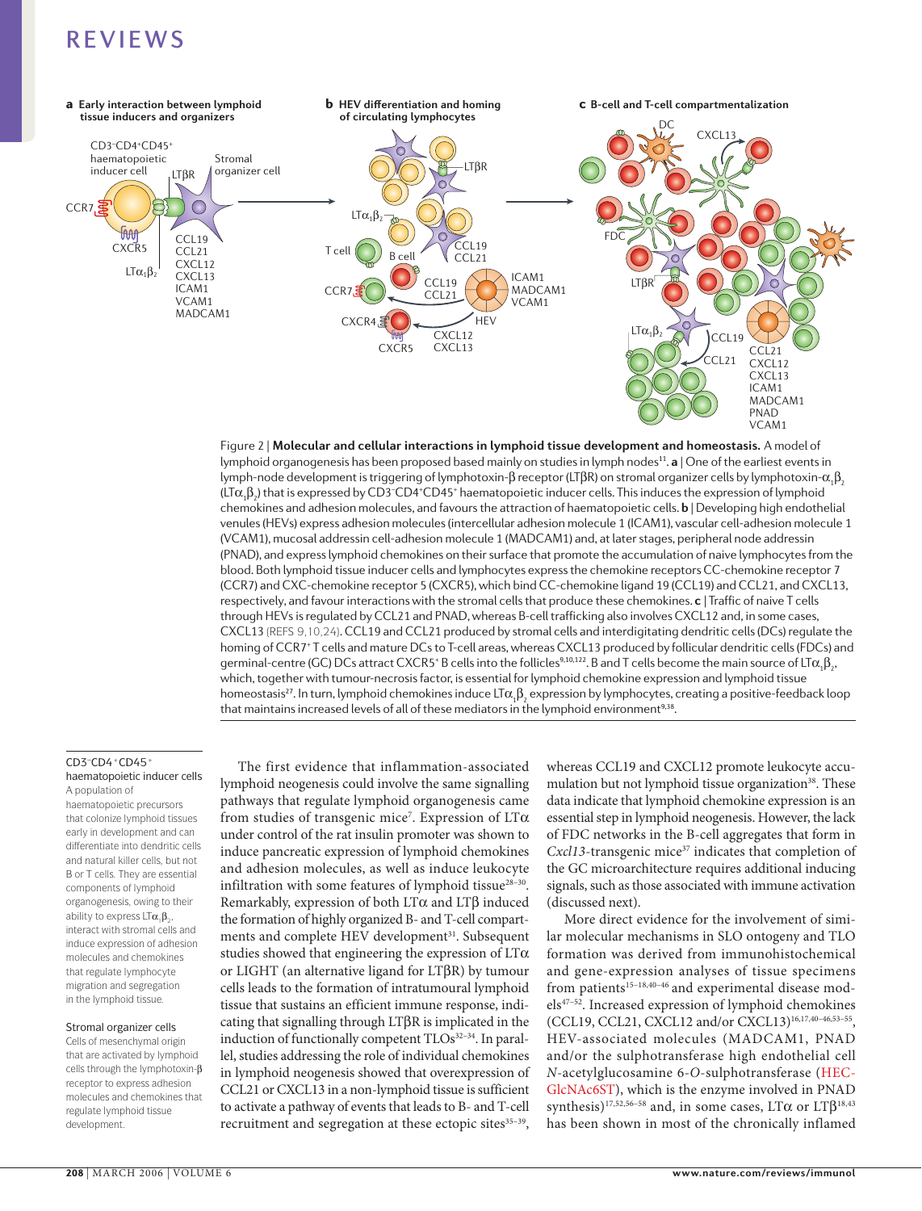Figure 2 | **Molecular and cellular interactions in lymphoid tissue development and homeostasis.** A model of lymphoid organogenesis has been proposed based mainly on studies in lymph nodes[11]. **a** | One of the earliest events in lymph-node development is triggering of lymphotoxin-β receptor (LTβR) on stromal organizer cells by lymphotoxin-$\alpha_1\beta_2$ (LT$\alpha_1\beta_2$) that is expressed by CD3$^-$CD4$^+$CD45$^+$ haematopoietic inducer cells. This induces the expression of lymphoid chemokines and adhesion molecules, and favours the attraction of haematopoietic cells. **b** | Developing high endothelial venules (HEVs) express adhesion molecules (intercellular adhesion molecule 1 (ICAM1), vascular cell-adhesion molecule 1 (VCAM1), mucosal addressin cell-adhesion molecule 1 (MADCAM1) and, at later stages, peripheral node addressin (PNAD), and express lymphoid chemokines on their surface that promote the accumulation of naive lymphocytes from the blood. Both lymphoid tissue inducer cells and lymphocytes express the chemokine receptors CC-chemokine receptor 7 (CCR7) and CXC-chemokine receptor 5 (CXCR5), which bind CC-chemokine ligand 19 (CCL19) and CCL21, and CXCL13, respectively, and favour interactions with the stromal cells that produce these chemokines. **c** | Traffic of naive T cells through HEVs is regulated by CCL21 and PNAD, whereas B-cell trafficking also involves CXCL12 and, in some cases, CXCL13 (REFS 9,10,24). CCL19 and CCL21 produced by stromal cells and interdigitating dendritic cells (DCs) regulate the homing of CCR7$^+$ T cells and mature DCs to T-cell areas, whereas CXCL13 produced by follicular dendritic cells (FDCs) and germinal-centre (GC) DCs attract CXCR5$^+$ B cells into the follicles[9,10,122]. B and T cells become the main source of LT$\alpha_1\beta_2$, which, together with tumour-necrosis factor, is essential for lymphoid chemokine expression and lymphoid tissue homeostasis[27]. In turn, lymphoid chemokines induce LT$\alpha_1\beta_2$ expression by lymphocytes, creating a positive-feedback loop that maintains increased levels of all of these mediators in the lymphoid environment[9,38].

**CD3$^-$CD4$^+$CD45$^+$ haematopoietic inducer cells**
A population of haematopoietic precursors that colonize lymphoid tissues early in development and can differentiate into dendritic cells and natural killer cells, but not B or T cells. They are essential components of lymphoid organogenesis, owing to their ability to express LT$\alpha_1\beta_2$, interact with stromal cells and induce expression of adhesion molecules and chemokines that regulate lymphocyte migration and segregation in the lymphoid tissue.

**Stromal organizer cells**
Cells of mesenchymal origin that are activated by lymphoid cells through the lymphotoxin-β receptor to express adhesion molecules and chemokines that regulate lymphoid tissue development.

The first evidence that inflammation-associated lymphoid neogenesis could involve the same signalling pathways that regulate lymphoid organogenesis came from studies of transgenic mice[7]. Expression of LTα under control of the rat insulin promoter was shown to induce pancreatic expression of lymphoid chemokines and adhesion molecules, as well as induce leukocyte infiltration with some features of lymphoid tissue[28–30]. Remarkably, expression of both LTα and LTβ induced the formation of highly organized B- and T-cell compartments and complete HEV development[31]. Subsequent studies showed that engineering the expression of LTα or LIGHT (an alternative ligand for LTβR) by tumour cells leads to the formation of intratumoural lymphoid tissue that sustains an efficient immune response, indicating that signalling through LTβR is implicated in the induction of functionally competent TLOs[32–34]. In parallel, studies addressing the role of individual chemokines in lymphoid neogenesis showed that overexpression of CCL21 or CXCL13 in a non-lymphoid tissue is sufficient to activate a pathway of events that leads to B- and T-cell recruitment and segregation at these ectopic sites[35–39], whereas CCL19 and CXCL12 promote leukocyte accumulation but not lymphoid tissue organization[38]. These data indicate that lymphoid chemokine expression is an essential step in lymphoid neogenesis. However, the lack of FDC networks in the B-cell aggregates that form in *Cxcl13*-transgenic mice[37] indicates that completion of the GC microarchitecture requires additional inducing signals, such as those associated with immune activation (discussed next).

More direct evidence for the involvement of similar molecular mechanisms in SLO ontogeny and TLO formation was derived from immunohistochemical and gene-expression analyses of tissue specimens from patients[15–18,40–46] and experimental disease models[47–52]. Increased expression of lymphoid chemokines (CCL19, CCL21, CXCL12 and/or CXCL13)[16,17,40–46,53–55], HEV-associated molecules (MADCAM1, PNAD and/or the sulphotransferase high endothelial cell *N*-acetylglucosamine 6-*O*-sulphotransferase (HEC-GlcNAc6ST), which is the enzyme involved in PNAD synthesis)[17,52,56–58] and, in some cases, LTα or LTβ[18,43] has been shown in most of the chronically inflamed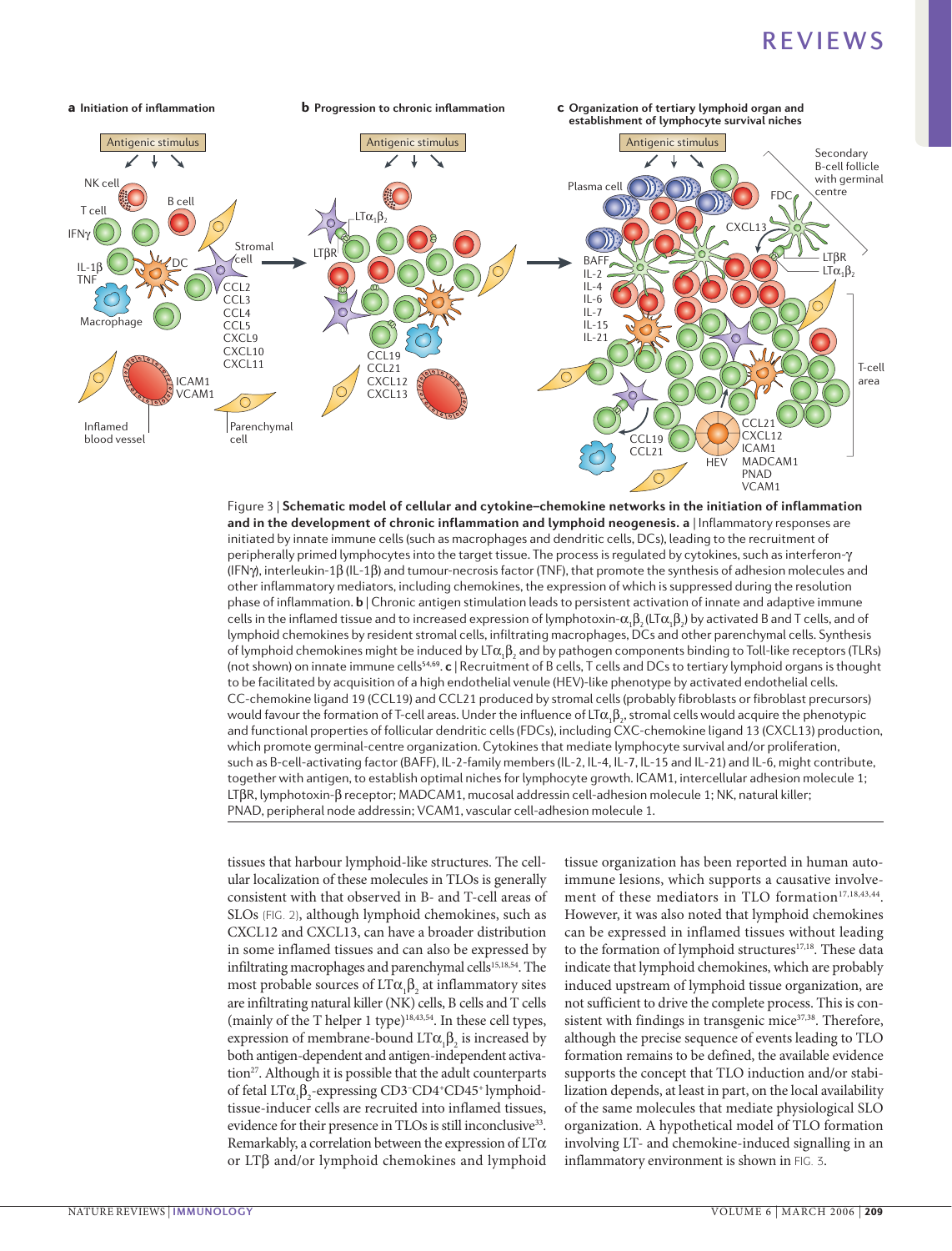Figure 3 | **Schematic model of cellular and cytokine–chemokine networks in the initiation of inflammation and in the development of chronic inflammation and lymphoid neogenesis. a** | Inflammatory responses are initiated by innate immune cells (such as macrophages and dendritic cells, DCs), leading to the recruitment of peripherally primed lymphocytes into the target tissue. The process is regulated by cytokines, such as interferon-γ (IFNγ), interleukin-1β (IL-1β) and tumour-necrosis factor (TNF), that promote the synthesis of adhesion molecules and other inflammatory mediators, including chemokines, the expression of which is suppressed during the resolution phase of inflammation. **b** | Chronic antigen stimulation leads to persistent activation of innate and adaptive immune cells in the inflamed tissue and to increased expression of lymphotoxin-$\alpha_1\beta_2$ ($LT\alpha_1\beta_2$) by activated B and T cells, and of lymphoid chemokines by resident stromal cells, infiltrating macrophages, DCs and other parenchymal cells. Synthesis of lymphoid chemokines might be induced by $LT\alpha_1\beta_2$ and by pathogen components binding to Toll-like receptors (TLRs) (not shown) on innate immune cells[54,69]. **c** | Recruitment of B cells, T cells and DCs to tertiary lymphoid organs is thought to be facilitated by acquisition of a high endothelial venule (HEV)-like phenotype by activated endothelial cells. CC-chemokine ligand 19 (CCL19) and CCL21 produced by stromal cells (probably fibroblasts or fibroblast precursors) would favour the formation of T-cell areas. Under the influence of $LT\alpha_1\beta_2$, stromal cells would acquire the phenotypic and functional properties of follicular dendritic cells (FDCs), including CXC-chemokine ligand 13 (CXCL13) production, which promote germinal-centre organization. Cytokines that mediate lymphocyte survival and/or proliferation, such as B-cell-activating factor (BAFF), IL-2-family members (IL-2, IL-4, IL-7, IL-15 and IL-21) and IL-6, might contribute, together with antigen, to establish optimal niches for lymphocyte growth. ICAM1, intercellular adhesion molecule 1; LTβR, lymphotoxin-β receptor; MADCAM1, mucosal addressin cell-adhesion molecule 1; NK, natural killer; PNAD, peripheral node addressin; VCAM1, vascular cell-adhesion molecule 1.

tissues that harbour lymphoid-like structures. The cellular localization of these molecules in TLOs is generally consistent with that observed in B- and T-cell areas of SLOs (FIG. 2), although lymphoid chemokines, such as CXCL12 and CXCL13, can have a broader distribution in some inflamed tissues and can also be expressed by infiltrating macrophages and parenchymal cells[15,18,54]. The most probable sources of $LT\alpha_1\beta_2$ at inflammatory sites are infiltrating natural killer (NK) cells, B cells and T cells (mainly of the T helper 1 type)[18,43,54]. In these cell types, expression of membrane-bound $LT\alpha_1\beta_2$ is increased by both antigen-dependent and antigen-independent activation[27]. Although it is possible that the adult counterparts of fetal $LT\alpha_1\beta_2$-expressing $CD3^-CD4^+CD45^+$ lymphoid-tissue-inducer cells are recruited into inflamed tissues, evidence for their presence in TLOs is still inconclusive[33]. Remarkably, a correlation between the expression of LTα or LTβ and/or lymphoid chemokines and lymphoid tissue organization has been reported in human autoimmune lesions, which supports a causative involvement of these mediators in TLO formation[17,18,43,44]. However, it was also noted that lymphoid chemokines can be expressed in inflamed tissues without leading to the formation of lymphoid structures[17,18]. These data indicate that lymphoid chemokines, which are probably induced upstream of lymphoid tissue organization, are not sufficient to drive the complete process. This is consistent with findings in transgenic mice[37,38]. Therefore, although the precise sequence of events leading to TLO formation remains to be defined, the available evidence supports the concept that TLO induction and/or stabilization depends, at least in part, on the local availability of the same molecules that mediate physiological SLO organization. A hypothetical model of TLO formation involving LT- and chemokine-induced signalling in an inflammatory environment is shown in FIG. 3.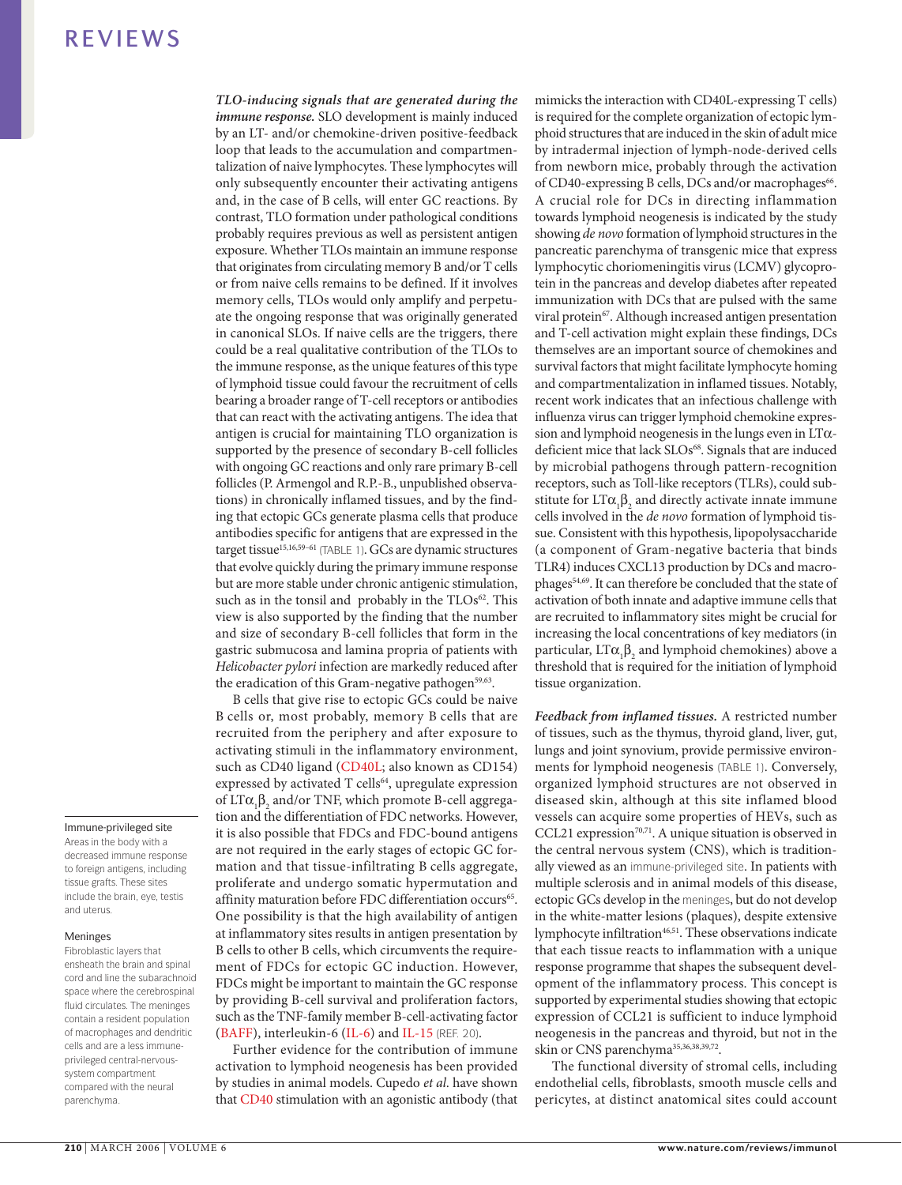***TLO-inducing signals that are generated during the immune response.*** SLO development is mainly induced by an LT- and/or chemokine-driven positive-feedback loop that leads to the accumulation and compartmentalization of naive lymphocytes. These lymphocytes will only subsequently encounter their activating antigens and, in the case of B cells, will enter GC reactions. By contrast, TLO formation under pathological conditions probably requires previous as well as persistent antigen exposure. Whether TLOs maintain an immune response that originates from circulating memory B and/or T cells or from naive cells remains to be defined. If it involves memory cells, TLOs would only amplify and perpetuate the ongoing response that was originally generated in canonical SLOs. If naive cells are the triggers, there could be a real qualitative contribution of the TLOs to the immune response, as the unique features of this type of lymphoid tissue could favour the recruitment of cells bearing a broader range of T-cell receptors or antibodies that can react with the activating antigens. The idea that antigen is crucial for maintaining TLO organization is supported by the presence of secondary B-cell follicles with ongoing GC reactions and only rare primary B-cell follicles (P. Armengol and R.P.-B., unpublished observations) in chronically inflamed tissues, and by the finding that ectopic GCs generate plasma cells that produce antibodies specific for antigens that are expressed in the target tissue[15,16,59–61] (TABLE 1). GCs are dynamic structures that evolve quickly during the primary immune response but are more stable under chronic antigenic stimulation, such as in the tonsil and probably in the TLOs[62]. This view is also supported by the finding that the number and size of secondary B-cell follicles that form in the gastric submucosa and lamina propria of patients with *Helicobacter pylori* infection are markedly reduced after the eradication of this Gram-negative pathogen[59,63].

B cells that give rise to ectopic GCs could be naive B cells or, most probably, memory B cells that are recruited from the periphery and after exposure to activating stimuli in the inflammatory environment, such as CD40 ligand (CD40L; also known as CD154) expressed by activated T cells[64], upregulate expression of $LT\alpha_1\beta_2$ and/or TNF, which promote B-cell aggregation and the differentiation of FDC networks. However, it is also possible that FDCs and FDC-bound antigens are not required in the early stages of ectopic GC formation and that tissue-infiltrating B cells aggregate, proliferate and undergo somatic hypermutation and affinity maturation before FDC differentiation occurs[65]. One possibility is that the high availability of antigen at inflammatory sites results in antigen presentation by B cells to other B cells, which circumvents the requirement of FDCs for ectopic GC induction. However, FDCs might be important to maintain the GC response by providing B-cell survival and proliferation factors, such as the TNF-family member B-cell-activating factor (BAFF), interleukin-6 (IL-6) and IL-15 (REF. 20).

Further evidence for the contribution of immune activation to lymphoid neogenesis has been provided by studies in animal models. Cupedo *et al.* have shown that CD40 stimulation with an agonistic antibody (that mimicks the interaction with CD40L-expressing T cells) is required for the complete organization of ectopic lymphoid structures that are induced in the skin of adult mice by intradermal injection of lymph-node-derived cells from newborn mice, probably through the activation of CD40-expressing B cells, DCs and/or macrophages[66]. A crucial role for DCs in directing inflammation towards lymphoid neogenesis is indicated by the study showing *de novo* formation of lymphoid structures in the pancreatic parenchyma of transgenic mice that express lymphocytic choriomeningitis virus (LCMV) glycoprotein in the pancreas and develop diabetes after repeated immunization with DCs that are pulsed with the same viral protein[67]. Although increased antigen presentation and T-cell activation might explain these findings, DCs themselves are an important source of chemokines and survival factors that might facilitate lymphocyte homing and compartmentalization in inflamed tissues. Notably, recent work indicates that an infectious challenge with influenza virus can trigger lymphoid chemokine expression and lymphoid neogenesis in the lungs even in $LT\alpha$-deficient mice that lack SLOs[68]. Signals that are induced by microbial pathogens through pattern-recognition receptors, such as Toll-like receptors (TLRs), could substitute for $LT\alpha_1\beta_2$ and directly activate innate immune cells involved in the *de novo* formation of lymphoid tissue. Consistent with this hypothesis, lipopolysaccharide (a component of Gram-negative bacteria that binds TLR4) induces CXCL13 production by DCs and macrophages[54,69]. It can therefore be concluded that the state of activation of both innate and adaptive immune cells that are recruited to inflammatory sites might be crucial for increasing the local concentrations of key mediators (in particular, $LT\alpha_1\beta_2$ and lymphoid chemokines) above a threshold that is required for the initiation of lymphoid tissue organization.

***Feedback from inflamed tissues.*** A restricted number of tissues, such as the thymus, thyroid gland, liver, gut, lungs and joint synovium, provide permissive environments for lymphoid neogenesis (TABLE 1). Conversely, organized lymphoid structures are not observed in diseased skin, although at this site inflamed blood vessels can acquire some properties of HEVs, such as CCL21 expression[70,71]. A unique situation is observed in the central nervous system (CNS), which is traditionally viewed as an immune-privileged site. In patients with multiple sclerosis and in animal models of this disease, ectopic GCs develop in the meninges, but do not develop in the white-matter lesions (plaques), despite extensive lymphocytic infiltration[46,51]. These observations indicate that each tissue reacts to inflammation with a unique response programme that shapes the subsequent development of the inflammatory process. This concept is supported by experimental studies showing that ectopic expression of CCL21 is sufficient to induce lymphoid neogenesis in the pancreas and thyroid, but not in the skin or CNS parenchyma[35,36,38,39,72].

The functional diversity of stromal cells, including endothelial cells, fibroblasts, smooth muscle cells and pericytes, at distinct anatomical sites could account

**Immune-privileged site**
Areas in the body with a decreased immune response to foreign antigens, including tissue grafts. These sites include the brain, eye, testis and uterus.

**Meninges**
Fibroblastic layers that ensheath the brain and spinal cord and line the subarachnoid space where the cerebrospinal fluid circulates. The meninges contain a resident population of macrophages and dendritic cells and are a less immune-privileged central-nervous-system compartment compared with the neural parenchyma.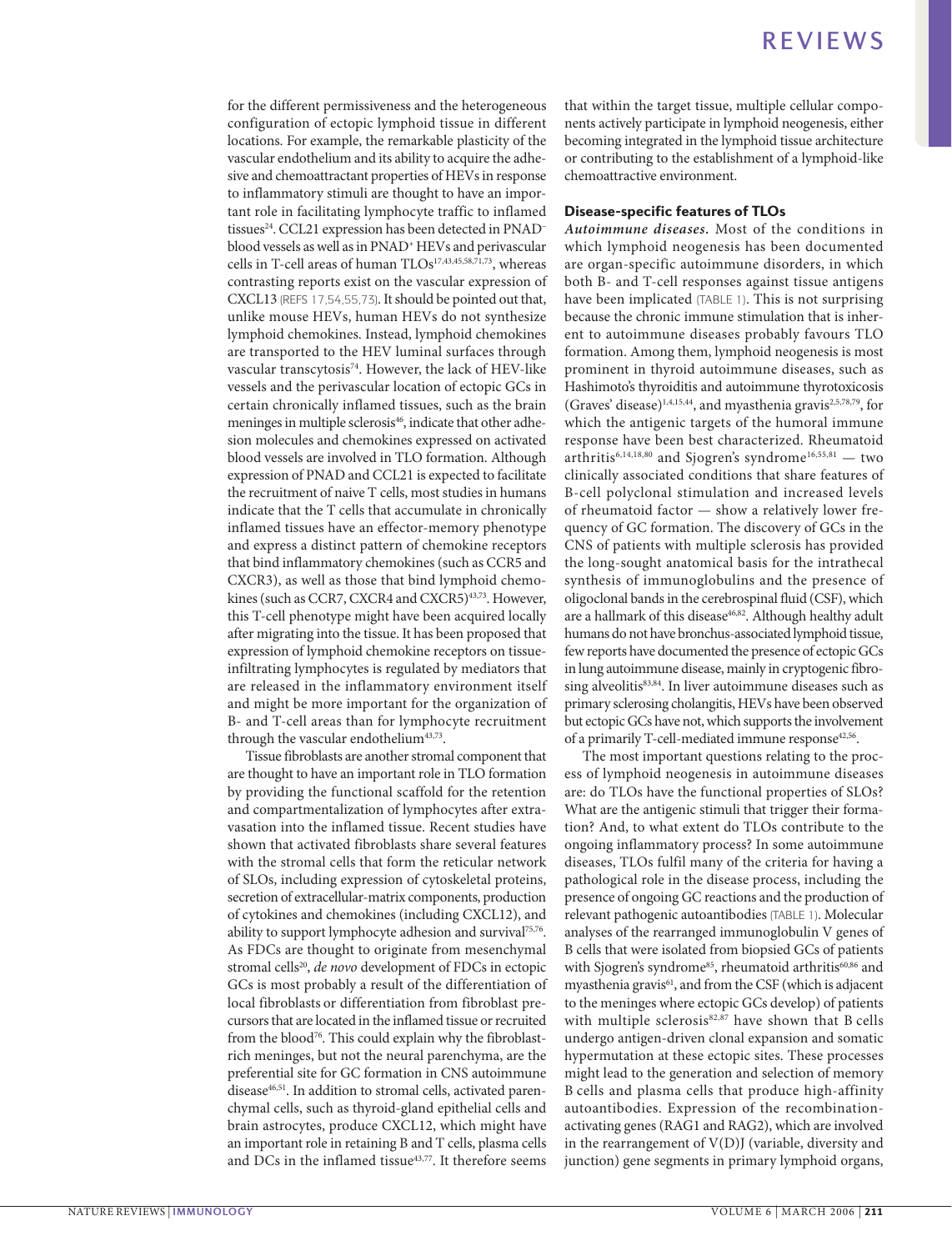for the different permissiveness and the heterogeneous configuration of ectopic lymphoid tissue in different locations. For example, the remarkable plasticity of the vascular endothelium and its ability to acquire the adhesive and chemoattractant properties of HEVs in response to inflammatory stimuli are thought to have an important role in facilitating lymphocyte traffic to inflamed tissues[24]. CCL21 expression has been detected in PNAD⁻ blood vessels as well as in PNAD⁺ HEVs and perivascular cells in T-cell areas of human TLOs[17,43,45,58,71,73], whereas contrasting reports exist on the vascular expression of CXCL13 (REFS 17,54,55,73). It should be pointed out that, unlike mouse HEVs, human HEVs do not synthesize lymphoid chemokines. Instead, lymphoid chemokines are transported to the HEV luminal surfaces through vascular transcytosis[74]. However, the lack of HEV-like vessels and the perivascular location of ectopic GCs in certain chronically inflamed tissues, such as the brain meninges in multiple sclerosis[46], indicate that other adhesion molecules and chemokines expressed on activated blood vessels are involved in TLO formation. Although expression of PNAD and CCL21 is expected to facilitate the recruitment of naive T cells, most studies in humans indicate that the T cells that accumulate in chronically inflamed tissues have an effector-memory phenotype and express a distinct pattern of chemokine receptors that bind inflammatory chemokines (such as CCR5 and CXCR3), as well as those that bind lymphoid chemokines (such as CCR7, CXCR4 and CXCR5)[43,73]. However, this T-cell phenotype might have been acquired locally after migrating into the tissue. It has been proposed that expression of lymphoid chemokine receptors on tissue-infiltrating lymphocytes is regulated by mediators that are released in the inflammatory environment itself and might be more important for the organization of B- and T-cell areas than for lymphocyte recruitment through the vascular endothelium[43,73].

Tissue fibroblasts are another stromal component that are thought to have an important role in TLO formation by providing the functional scaffold for the retention and compartmentalization of lymphocytes after extravasation into the inflamed tissue. Recent studies have shown that activated fibroblasts share several features with the stromal cells that form the reticular network of SLOs, including expression of cytoskeletal proteins, secretion of extracellular-matrix components, production of cytokines and chemokines (including CXCL12), and ability to support lymphocyte adhesion and survival[75,76]. As FDCs are thought to originate from mesenchymal stromal cells[20], *de novo* development of FDCs in ectopic GCs is most probably a result of the differentiation of local fibroblasts or differentiation from fibroblast precursors that are located in the inflamed tissue or recruited from the blood[76]. This could explain why the fibroblast-rich meninges, but not the neural parenchyma, are the preferential site for GC formation in CNS autoimmune disease[46,51]. In addition to stromal cells, activated parenchymal cells, such as thyroid-gland epithelial cells and brain astrocytes, produce CXCL12, which might have an important role in retaining B and T cells, plasma cells and DCs in the inflamed tissue[43,77]. It therefore seems that within the target tissue, multiple cellular components actively participate in lymphoid neogenesis, either becoming integrated in the lymphoid tissue architecture or contributing to the establishment of a lymphoid-like chemoattractive environment.

## Disease-specific features of TLOs

***Autoimmune diseases.*** Most of the conditions in which lymphoid neogenesis has been documented are organ-specific autoimmune disorders, in which both B- and T-cell responses against tissue antigens have been implicated (TABLE 1). This is not surprising because the chronic immune stimulation that is inherent to autoimmune diseases probably favours TLO formation. Among them, lymphoid neogenesis is most prominent in thyroid autoimmune diseases, such as Hashimoto's thyroiditis and autoimmune thyrotoxicosis (Graves' disease)[1,4,15,44], and myasthenia gravis[2,5,78,79], for which the antigenic targets of the humoral immune response have been best characterized. Rheumatoid arthritis[6,14,18,80] and Sjogren's syndrome[16,55,81] — two clinically associated conditions that share features of B-cell polyclonal stimulation and increased levels of rheumatoid factor — show a relatively lower frequency of GC formation. The discovery of GCs in the CNS of patients with multiple sclerosis has provided the long-sought anatomical basis for the intrathecal synthesis of immunoglobulins and the presence of oligoclonal bands in the cerebrospinal fluid (CSF), which are a hallmark of this disease[46,82]. Although healthy adult humans do not have bronchus-associated lymphoid tissue, few reports have documented the presence of ectopic GCs in lung autoimmune disease, mainly in cryptogenic fibrosing alveolitis[83,84]. In liver autoimmune diseases such as primary sclerosing cholangitis, HEVs have been observed but ectopic GCs have not, which supports the involvement of a primarily T-cell-mediated immune response[42,56].

The most important questions relating to the process of lymphoid neogenesis in autoimmune diseases are: do TLOs have the functional properties of SLOs? What are the antigenic stimuli that trigger their formation? And, to what extent do TLOs contribute to the ongoing inflammatory process? In some autoimmune diseases, TLOs fulfil many of the criteria for having a pathological role in the disease process, including the presence of ongoing GC reactions and the production of relevant pathogenic autoantibodies (TABLE 1). Molecular analyses of the rearranged immunoglobulin V genes of B cells that were isolated from biopsied GCs of patients with Sjogren's syndrome[85], rheumatoid arthritis[60,86] and myasthenia gravis[61], and from the CSF (which is adjacent to the meninges where ectopic GCs develop) of patients with multiple sclerosis[82,87] have shown that B cells undergo antigen-driven clonal expansion and somatic hypermutation at these ectopic sites. These processes might lead to the generation and selection of memory B cells and plasma cells that produce high-affinity autoantibodies. Expression of the recombination-activating genes (RAG1 and RAG2), which are involved in the rearrangement of V(D)J (variable, diversity and junction) gene segments in primary lymphoid organs,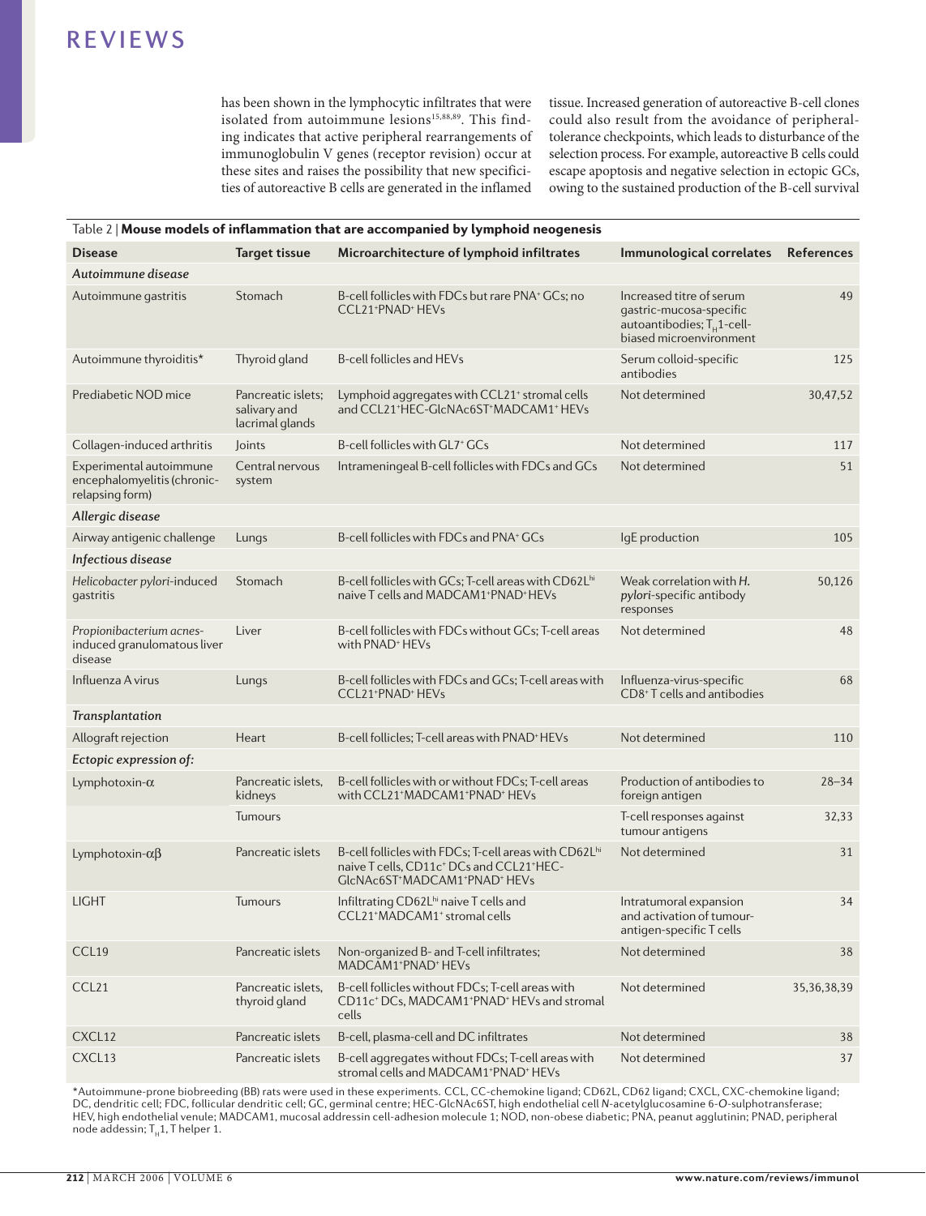has been shown in the lymphocytic infiltrates that were isolated from autoimmune lesions[15,88,89]. This finding indicates that active peripheral rearrangements of immunoglobulin V genes (receptor revision) occur at these sites and raises the possibility that new specificities of autoreactive B cells are generated in the inflamed tissue. Increased generation of autoreactive B-cell clones could also result from the avoidance of peripheral-tolerance checkpoints, which leads to disturbance of the selection process. For example, autoreactive B cells could escape apoptosis and negative selection in ectopic GCs, owing to the sustained production of the B-cell survival

Table 2 | **Mouse models of inflammation that are accompanied by lymphoid neogenesis**

| Disease | Target tissue | Microarchitecture of lymphoid infiltrates | Immunological correlates | References |
|---|---|---|---|---|
| ***Autoimmune disease*** | | | | |
| Autoimmune gastritis | Stomach | B-cell follicles with FDCs but rare PNA+ GCs; no CCL21+PNAD+ HEVs | Increased titre of serum gastric-mucosa-specific autoantibodies; $T_H1$-cell-biased microenvironment | 49 |
| Autoimmune thyroiditis* | Thyroid gland | B-cell follicles and HEVs | Serum colloid-specific antibodies | 125 |
| Prediabetic NOD mice | Pancreatic islets; salivary and lacrimal glands | Lymphoid aggregates with CCL21+ stromal cells and CCL21+HEC-GlcNAc6ST+MADCAM1+ HEVs | Not determined | 30,47,52 |
| Collagen-induced arthritis | Joints | B-cell follicles with GL7+ GCs | Not determined | 117 |
| Experimental autoimmune encephalomyelitis (chronic-relapsing form) | Central nervous system | Intrameningeal B-cell follicles with FDCs and GCs | Not determined | 51 |
| ***Allergic disease*** | | | | |
| Airway antigenic challenge | Lungs | B-cell follicles with FDCs and PNA+ GCs | IgE production | 105 |
| ***Infectious disease*** | | | | |
| *Helicobacter pylori*-induced gastritis | Stomach | B-cell follicles with GCs; T-cell areas with CD62Lhi naive T cells and MADCAM1+PNAD+ HEVs | Weak correlation with *H. pylori*-specific antibody responses | 50,126 |
| *Propionibacterium acnes*-induced granulomatous liver disease | Liver | B-cell follicles with FDCs without GCs; T-cell areas with PNAD+ HEVs | Not determined | 48 |
| Influenza A virus | Lungs | B-cell follicles with FDCs and GCs; T-cell areas with CCL21+PNAD+ HEVs | Influenza-virus-specific CD8+ T cells and antibodies | 68 |
| ***Transplantation*** | | | | |
| Allograft rejection | Heart | B-cell follicles; T-cell areas with PNAD+ HEVs | Not determined | 110 |
| ***Ectopic expression of:*** | | | | |
| Lymphotoxin-α | Pancreatic islets, kidneys | B-cell follicles with or without FDCs; T-cell areas with CCL21+MADCAM1+PNAD+ HEVs | Production of antibodies to foreign antigen | 28–34 |
| | Tumours | | T-cell responses against tumour antigens | 32,33 |
| Lymphotoxin-αβ | Pancreatic islets | B-cell follicles with FDCs; T-cell areas with CD62Lhi naive T cells, CD11c+ DCs and CCL21+HEC-GlcNAc6ST+MADCAM1+PNAD+ HEVs | Not determined | 31 |
| LIGHT | Tumours | Infiltrating CD62Lhi naive T cells and CCL21+MADCAM1+ stromal cells | Intratumoral expansion and activation of tumour-antigen-specific T cells | 34 |
| CCL19 | Pancreatic islets | Non-organized B- and T-cell infiltrates; MADCAM1+PNAD+ HEVs | Not determined | 38 |
| CCL21 | Pancreatic islets, thyroid gland | B-cell follicles without FDCs; T-cell areas with CD11c+ DCs, MADCAM1+PNAD+ HEVs and stromal cells | Not determined | 35,36,38,39 |
| CXCL12 | Pancreatic islets | B-cell, plasma-cell and DC infiltrates | Not determined | 38 |
| CXCL13 | Pancreatic islets | B-cell aggregates without FDCs; T-cell areas with stromal cells and MADCAM1+PNAD+ HEVs | Not determined | 37 |

*Autoimmune-prone biobreeding (BB) rats were used in these experiments. CCL, CC-chemokine ligand; CD62L, CD62 ligand; CXCL, CXC-chemokine ligand; DC, dendritic cell; FDC, follicular dendritic cell; GC, germinal centre; HEC-GlcNAc6ST, high endothelial cell *N*-acetylglucosamine 6-*O*-sulphotransferase; HEV, high endothelial venule; MADCAM1, mucosal addressin cell-adhesion molecule 1; NOD, non-obese diabetic; PNA, peanut agglutinin; PNAD, peripheral node addessin; $T_H1$, T helper 1.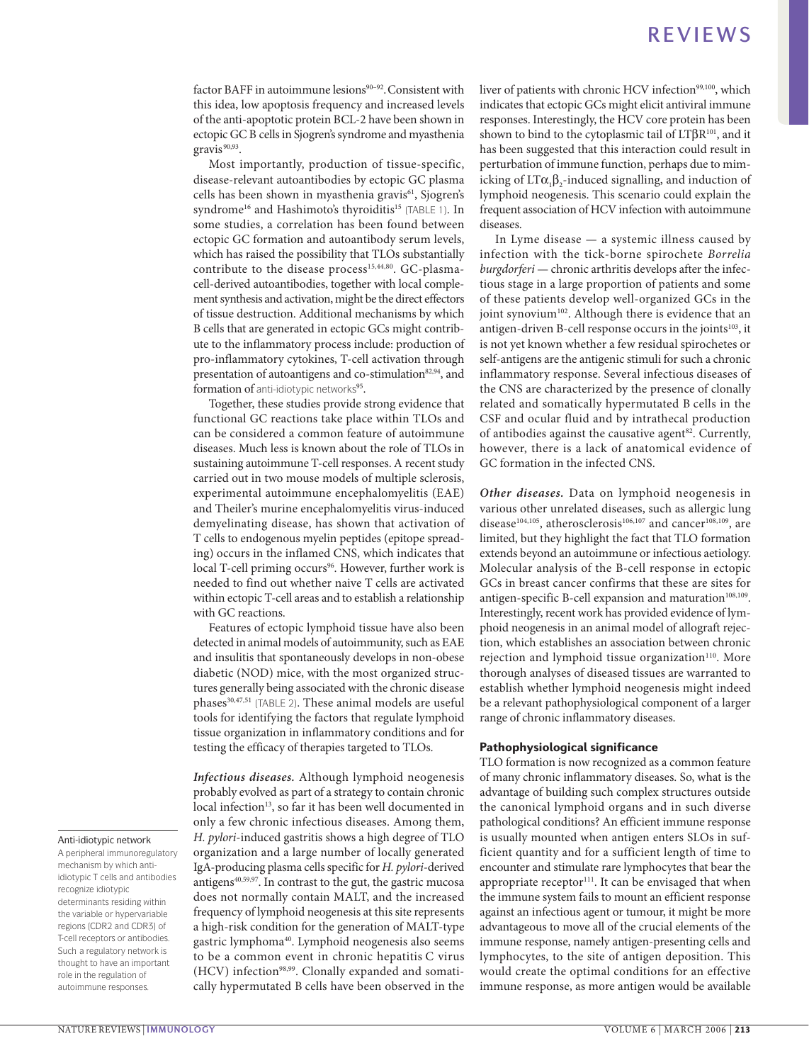factor BAFF in autoimmune lesions[90–92]. Consistent with this idea, low apoptosis frequency and increased levels of the anti-apoptotic protein BCL-2 have been shown in ectopic GC B cells in Sjogren's syndrome and myasthenia gravis[90,93].

Most importantly, production of tissue-specific, disease-relevant autoantibodies by ectopic GC plasma cells has been shown in myasthenia gravis[61], Sjogren's syndrome[16] and Hashimoto's thyroiditis[15] (TABLE 1). In some studies, a correlation has been found between ectopic GC formation and autoantibody serum levels, which has raised the possibility that TLOs substantially contribute to the disease process[15,44,80]. GC-plasma-cell-derived autoantibodies, together with local complement synthesis and activation, might be the direct effectors of tissue destruction. Additional mechanisms by which B cells that are generated in ectopic GCs might contribute to the inflammatory process include: production of pro-inflammatory cytokines, T-cell activation through presentation of autoantigens and co-stimulation[82,94], and formation of anti-idiotypic networks[95].

Together, these studies provide strong evidence that functional GC reactions take place within TLOs and can be considered a common feature of autoimmune diseases. Much less is known about the role of TLOs in sustaining autoimmune T-cell responses. A recent study carried out in two mouse models of multiple sclerosis, experimental autoimmune encephalomyelitis (EAE) and Theiler's murine encephalomyelitis virus-induced demyelinating disease, has shown that activation of T cells to endogenous myelin peptides (epitope spreading) occurs in the inflamed CNS, which indicates that local T-cell priming occurs[96]. However, further work is needed to find out whether naive T cells are activated within ectopic T-cell areas and to establish a relationship with GC reactions.

Features of ectopic lymphoid tissue have also been detected in animal models of autoimmunity, such as EAE and insulitis that spontaneously develops in non-obese diabetic (NOD) mice, with the most organized structures generally being associated with the chronic disease phases[30,47,51] (TABLE 2). These animal models are useful tools for identifying the factors that regulate lymphoid tissue organization in inflammatory conditions and for testing the efficacy of therapies targeted to TLOs.

***Infectious diseases.*** Although lymphoid neogenesis probably evolved as part of a strategy to contain chronic local infection[13], so far it has been well documented in only a few chronic infectious diseases. Among them, *H. pylori*-induced gastritis shows a high degree of TLO organization and a large number of locally generated IgA-producing plasma cells specific for *H. pylori*-derived antigens[40,59,97]. In contrast to the gut, the gastric mucosa does not normally contain MALT, and the increased frequency of lymphoid neogenesis at this site represents a high-risk condition for the generation of MALT-type gastric lymphoma[40]. Lymphoid neogenesis also seems to be a common event in chronic hepatitis C virus (HCV) infection[98,99]. Clonally expanded and somatically hypermutated B cells have been observed in the liver of patients with chronic HCV infection[99,100], which indicates that ectopic GCs might elicit antiviral immune responses. Interestingly, the HCV core protein has been shown to bind to the cytoplasmic tail of LTβR[101], and it has been suggested that this interaction could result in perturbation of immune function, perhaps due to mimicking of $LT\alpha_1\beta_2$-induced signalling, and induction of lymphoid neogenesis. This scenario could explain the frequent association of HCV infection with autoimmune diseases.

In Lyme disease — a systemic illness caused by infection with the tick-borne spirochete *Borrelia burgdorferi* — chronic arthritis develops after the infectious stage in a large proportion of patients and some of these patients develop well-organized GCs in the joint synovium[102]. Although there is evidence that an antigen-driven B-cell response occurs in the joints[103], it is not yet known whether a few residual spirochetes or self-antigens are the antigenic stimuli for such a chronic inflammatory response. Several infectious diseases of the CNS are characterized by the presence of clonally related and somatically hypermutated B cells in the CSF and ocular fluid and by intrathecal production of antibodies against the causative agent[82]. Currently, however, there is a lack of anatomical evidence of GC formation in the infected CNS.

***Other diseases.*** Data on lymphoid neogenesis in various other unrelated diseases, such as allergic lung disease[104,105], atherosclerosis[106,107] and cancer[108,109], are limited, but they highlight the fact that TLO formation extends beyond an autoimmune or infectious aetiology. Molecular analysis of the B-cell response in ectopic GCs in breast cancer confirms that these are sites for antigen-specific B-cell expansion and maturation[108,109]. Interestingly, recent work has provided evidence of lymphoid neogenesis in an animal model of allograft rejection, which establishes an association between chronic rejection and lymphoid tissue organization[110]. More thorough analyses of diseased tissues are warranted to establish whether lymphoid neogenesis might indeed be a relevant pathophysiological component of a larger range of chronic inflammatory diseases.

## Pathophysiological significance

TLO formation is now recognized as a common feature of many chronic inflammatory diseases. So, what is the advantage of building such complex structures outside the canonical lymphoid organs and in such diverse pathological conditions? An efficient immune response is usually mounted when antigen enters SLOs in sufficient quantity and for a sufficient length of time to encounter and stimulate rare lymphocytes that bear the appropriate receptor[111]. It can be envisaged that when the immune system fails to mount an efficient response against an infectious agent or tumour, it might be more advantageous to move all of the crucial elements of the immune response, namely antigen-presenting cells and lymphocytes, to the site of antigen deposition. This would create the optimal conditions for an effective immune response, as more antigen would be available

**Anti-idiotypic network**
A peripheral immunoregulatory mechanism by which anti-idiotypic T cells and antibodies recognize idiotypic determinants residing within the variable or hypervariable regions (CDR2 and CDR3) of T-cell receptors or antibodies. Such a regulatory network is thought to have an important role in the regulation of autoimmune responses.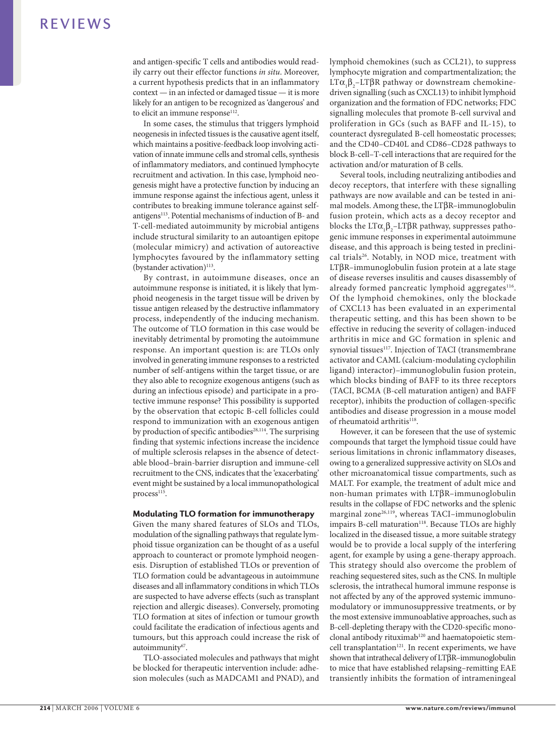and antigen-specific T cells and antibodies would readily carry out their effector functions *in situ*. Moreover, a current hypothesis predicts that in an inflammatory context — in an infected or damaged tissue — it is more likely for an antigen to be recognized as 'dangerous' and to elicit an immune response[112].

In some cases, the stimulus that triggers lymphoid neogenesis in infected tissues is the causative agent itself, which maintains a positive-feedback loop involving activation of innate immune cells and stromal cells, synthesis of inflammatory mediators, and continued lymphocyte recruitment and activation. In this case, lymphoid neogenesis might have a protective function by inducing an immune response against the infectious agent, unless it contributes to breaking immune tolerance against self-antigens[113]. Potential mechanisms of induction of B- and T-cell-mediated autoimmunity by microbial antigens include structural similarity to an autoantigen epitope (molecular mimicry) and activation of autoreactive lymphocytes favoured by the inflammatory setting (bystander activation)[113].

By contrast, in autoimmune diseases, once an autoimmune response is initiated, it is likely that lymphoid neogenesis in the target tissue will be driven by tissue antigen released by the destructive inflammatory process, independently of the inducing mechanism. The outcome of TLO formation in this case would be inevitably detrimental by promoting the autoimmune response. An important question is: are TLOs only involved in generating immune responses to a restricted number of self-antigens within the target tissue, or are they also able to recognize exogenous antigens (such as during an infectious episode) and participate in a protective immune response? This possibility is supported by the observation that ectopic B-cell follicles could respond to immunization with an exogenous antigen by production of specific antibodies[28,114]. The surprising finding that systemic infections increase the incidence of multiple sclerosis relapses in the absence of detectable blood–brain-barrier disruption and immune-cell recruitment to the CNS, indicates that the 'exacerbating' event might be sustained by a local immunopathological process[115].

## Modulating TLO formation for immunotherapy

Given the many shared features of SLOs and TLOs, modulation of the signalling pathways that regulate lymphoid tissue organization can be thought of as a useful approach to counteract or promote lymphoid neogenesis. Disruption of established TLOs or prevention of TLO formation could be advantageous in autoimmune diseases and all inflammatory conditions in which TLOs are suspected to have adverse effects (such as transplant rejection and allergic diseases). Conversely, promoting TLO formation at sites of infection or tumour growth could facilitate the eradication of infectious agents and tumours, but this approach could increase the risk of autoimmunity[67].

TLO-associated molecules and pathways that might be blocked for therapeutic intervention include: adhesion molecules (such as MADCAM1 and PNAD), and lymphoid chemokines (such as CCL21), to suppress lymphocyte migration and compartmentalization; the $LT\alpha_1\beta_2$–LTβR pathway or downstream chemokine-driven signalling (such as CXCL13) to inhibit lymphoid organization and the formation of FDC networks; FDC signalling molecules that promote B-cell survival and proliferation in GCs (such as BAFF and IL-15), to counteract dysregulated B-cell homeostatic processes; and the CD40–CD40L and CD86–CD28 pathways to block B-cell–T-cell interactions that are required for the activation and/or maturation of B cells.

Several tools, including neutralizing antibodies and decoy receptors, that interfere with these signalling pathways are now available and can be tested in animal models. Among these, the LTβR–immunoglobulin fusion protein, which acts as a decoy receptor and blocks the $LT\alpha_1\beta_2$–LTβR pathway, suppresses pathogenic immune responses in experimental autoimmune disease, and this approach is being tested in preclinical trials[26]. Notably, in NOD mice, treatment with LTβR–immunoglobulin fusion protein at a late stage of disease reverses insulitis and causes disassembly of already formed pancreatic lymphoid aggregates[116]. Of the lymphoid chemokines, only the blockade of CXCL13 has been evaluated in an experimental therapeutic setting, and this has been shown to be effective in reducing the severity of collagen-induced arthritis in mice and GC formation in splenic and synovial tissues[117]. Injection of TACI (transmembrane activator and CAML (calcium-modulating cyclophilin ligand) interactor)–immunoglobulin fusion protein, which blocks binding of BAFF to its three receptors (TACI, BCMA (B-cell maturation antigen) and BAFF receptor), inhibits the production of collagen-specific antibodies and disease progression in a mouse model of rheumatoid arthritis[118].

However, it can be foreseen that the use of systemic compounds that target the lymphoid tissue could have serious limitations in chronic inflammatory diseases, owing to a generalized suppressive activity on SLOs and other microanatomical tissue compartments, such as MALT. For example, the treatment of adult mice and non-human primates with LTβR–immunoglobulin results in the collapse of FDC networks and the splenic marginal zone[26,119], whereas TACI–immunoglobulin impairs B-cell maturation[118]. Because TLOs are highly localized in the diseased tissue, a more suitable strategy would be to provide a local supply of the interfering agent, for example by using a gene-therapy approach. This strategy should also overcome the problem of reaching sequestered sites, such as the CNS. In multiple sclerosis, the intrathecal humoral immune response is not affected by any of the approved systemic immunomodulatory or immunosuppressive treatments, or by the most extensive immunoablative approaches, such as B-cell-depleting therapy with the CD20-specific monoclonal antibody rituximab[120] and haematopoietic stem-cell transplantation[121]. In recent experiments, we have shown that intrathecal delivery of LTβR–immunoglobulin to mice that have established relapsing–remitting EAE transiently inhibits the formation of intrameningeal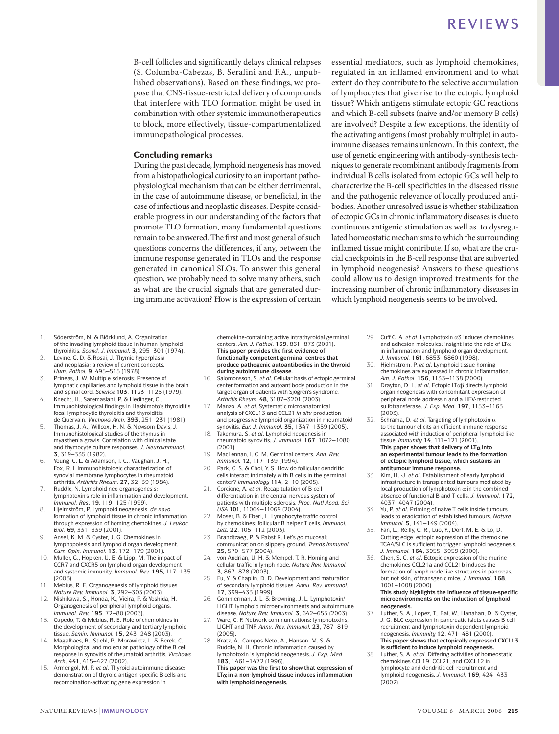B-cell follicles and significantly delays clinical relapses (S. Columba-Cabezas, B. Serafini and F.A., unpublished observations). Based on these findings, we propose that CNS-tissue-restricted delivery of compounds that interfere with TLO formation might be used in combination with other systemic immunotherapeutics to block, more effectively, tissue-compartmentalized immunopathological processes.

## Concluding remarks

During the past decade, lymphoid neogenesis has moved from a histopathological curiosity to an important pathophysiological mechanism that can be either detrimental, in the case of autoimmune disease, or beneficial, in the case of infectious and neoplastic diseases. Despite considerable progress in our understanding of the factors that promote TLO formation, many fundamental questions remain to be answered. The first and most general of such questions concerns the differences, if any, between the immune response generated in TLOs and the response generated in canonical SLOs. To answer this general question, we probably need to solve many others, such as what are the crucial signals that are generated during immune activation? How is the expression of certain essential mediators, such as lymphoid chemokines, regulated in an inflamed environment and to what extent do they contribute to the selective accumulation of lymphocytes that give rise to the ectopic lymphoid tissue? Which antigens stimulate ectopic GC reactions and which B-cell subsets (naive and/or memory B cells) are involved? Despite a few exceptions, the identity of the activating antigens (most probably multiple) in autoimmune diseases remains unknown. In this context, the use of genetic engineering with antibody-synthesis techniques to generate recombinant antibody fragments from individual B cells isolated from ectopic GCs will help to characterize the B-cell specificities in the diseased tissue and the pathogenic relevance of locally produced antibodies. Another unresolved issue is whether stabilization of ectopic GCs in chronic inflammatory diseases is due to continuous antigenic stimulation as well as to dysregulated homeostatic mechanisms to which the surrounding inflamed tissue might contribute. If so, what are the crucial checkpoints in the B-cell response that are subverted in lymphoid neogenesis? Answers to these questions could allow us to design improved treatments for the increasing number of chronic inflammatory diseases in which lymphoid neogenesis seems to be involved.

1. Söderström, N. & Biörklund, A. Organization of the invading lymphoid tissue in human lymphoid thyroiditis. *Scand. J. Immunol.* **3**, 295–301 (1974).
2. Levine, G. D. & Rosai, J. Thymic hyperplasia and neoplasia: a review of current concepts. *Hum. Pathol.* **9**, 495–515 (1978).
3. Prineas, J. W. Multiple sclerosis: Presence of lymphatic capillaries and lymphoid tissue in the brain and spinal cord. *Science* **103**, 1123–1125 (1979).
4. Knecht, H., Saremaslani, P. & Hedinger, C., Immunohistological findings in Hashimoto's thyroiditis, focal lymphocytic thyroiditis and thyroiditis de Quervain. *Virchows Arch.* **393**, 251–231 (1981).
5. Thomas, J. A., Willcox, H. N. & Newsom-Davis, J. Immunohistological studies of the thymus in myasthenia gravis. Correlation with clinical state and thymocyte culture responses. *J. Neuroimmunol.* **3**, 319–335 (1982).
6. Young, C. L. & Adamson, T. C., Vaughan, J. H., Fox, R. I. Immunohistologic characterization of synovial membrane lymphocytes in rheumatoid arthritis. *Arthritis Rheum.* **27**, 32–39 (1984).
7. Ruddle, N. Lymphoid neo-organogenesis: lymphotoxin's role in inflammation and development. *Immunol. Res.* **19**, 119–125 (1999).
8. Hjelmström, P. Lymphoid neogenesis: *de novo* formation of lymphoid tissue in chronic inflammation through expression of homing chemokines. *J. Leukoc. Biol.* **69**, 331–339 (2001).
9. Ansel, K. M. & Cyster, J. G. Chemokines in lymphopoiesis and lymphoid organ development. *Curr. Opin. Immunol.* **13**, 172–179 (2001).
10. Muller, G., Hopken, U. E. & Lipp, M. The impact of CCR7 and CXCR5 on lymphoid organ development and systemic immunity. *Immunol. Rev.* **195**, 117–135 (2003).
11. Mebius, R. E. Organogenesis of lymphoid tissues. *Nature Rev. Immunol.* **3**, 292–303 (2003).
12. Nishikawa, S., Honda, K., Vieira, P. & Yoshida, H. Organogenesis of peripheral lymphoid organs. *Immunol. Rev.* **195**, 72–80 (2003).
13. Cupedo, T. & Mebius, R. E. Role of chemokines in the development of secondary and tertiary lymphoid tissue. *Semin. Immunol.* **15**, 243–248 (2003).
14. Magalhães, R., Stiehl, P., Morawietz, L. & Berek, C. Morphological and molecular pathology of the B cell response in synovitis of rheumatoid arthritis. *Virchows Arch.* **441**, 415–427 (2002).
15. Armengol, M. P. *et al*. Thyroid autoimmune disease: demonstration of thyroid antigen-specific B cells and recombination-activating gene expression in chemokine-containing active intrathyroidal germinal centers. *Am. J. Pathol.* **159**, 861–873 (2001).
**This paper provides the first evidence of functionally competent germinal centres that produce pathogenic autoantibodies in the thyroid during autoimmune disease.**
16. Salomonsson, S. *et al*. Cellular basis of ectopic germinal center formation and autoantibody production in the target organ of patients with Sjögren's syndrome. *Arthritis Rheum.* **48**, 3187–3201 (2003).
17. Manzo, A. *et al*. Systematic microanatomical analysis of CXCL13 and CCL21 *in situ* production and progressive lymphoid organization in rheumatoid synovitis. *Eur. J. Immunol.* **35**, 1347–1359 (2005).
18. Takemura, S. *et al*. Lymphoid neogenesis in rheumatoid synovitis. *J. Immunol.* **167**, 1072–1080 (2001).
19. MacLennan, I. C. M. Germinal centers. *Ann. Rev. Immunol.* **12**, 117–139 (1994).
20. Park, C. S. & Choi, Y. S. How do follicular dendritic cells interact intimately with B cells in the germinal center? *Immunology* **114**, 2–10 (2005).
21. Corcione, A. *et al*. Recapitulation of B cell differentiation in the central nervous system of patients with multiple sclerosis. *Proc. Natl Acad. Sci. USA* **101**, 11064–11069 (2004).
22. Moser, B. & Eberl, L. Lymphocyte traffic control by chemokines: follicular B helper T cells. *Immunol. Lett.* **22**, 105–112 (2003).
23. Brandtzaeg, P. & Pabst R. Let's go mucosal: communication on slippery ground. *Trends Immunol.* **25**, 570–577 (2004).
24. von Andrian, U. H. & Mempel, T. R. Homing and cellular traffic in lymph node. *Nature Rev. Immunol.* **3**, 867–878 (2003).
25. Fu, Y. & Chaplin, D. D. Development and maturation of secondary lymphoid tissues. *Annu. Rev. Immunol.* **17**, 399–433 (1999).
26. Gommerman, J. L. & Browning, J. L. Lymphotoxin/LIGHT, lymphoid microenvironments and autoimmune disease. *Nature Rev. Immunol.* **3**, 642–655 (2003).
27. Ware, C. F. Network communications: lymphotoxins, LIGHT and TNF. *Annu. Rev. Immunol.* **23**, 787–819 (2005).
28. Kratz, A., Campos-Neto, A., Hanson, M. S. & Ruddle, N. H. Chronic inflammation caused by lymphotoxin is lymphoid neogenesis. *J. Exp. Med.* **183**, 1461–1472 (1996).
**This paper was the first to show that expression of LTα in a non-lymphoid tissue induces inflammation with lymphoid neogenesis.**
29. Cuff C. A. *et al*. Lymphotoxin α3 induces chemokines and adhesion molecules: insight into the role of LTα in inflammation and lymphoid organ development. *J. Immunol.* **161**, 6853–6860 (1998).
30. Hjelmström, P. *et al*. Lymphoid tissue homing chemokines are expressed in chronic inflammation. *Am. J. Pathol.* **156**, 1133–1138 (2000).
31. Drayton, D. L. *et al*. Ectopic LTαβ directs lymphoid organ neogenesis with concomitant expression of peripheral node addressin and a HEV-restricted sulfotransferase. *J. Exp. Med.* **197**, 1153–1163 (2003).
32. Schrama, D. *et al*. Targeting of lymphotoxin-α to the tumour elicits an efficient immune response associated with induction of peripheral lymphoid-like tissue. *Immunity* **14**, 111–121 (2001).
**This paper shows that delivery of LTα into an experimental tumour leads to the formation of ectopic lymphoid tissue, which sustains an antitumour immune response.**
33. Kim, H. -J. *et al*. Establishment of early lymphoid infrastructure in transplanted tumours mediated by local production of lymphotoxin α in the combined absence of functional B and T cells. *J. Immunol.* **172**, 4037–4047 (2004).
34. Yu, P. *et al*. Priming of naive T cells inside tumours leads to eradication of established tumours. *Nature Immunol.* **5**, 141–149 (2004).
35. Fan, L., Reilly, C. R., Luo, Y., Dorf, M. E. & Lo, D. Cutting edge: ectopic expression of the chemokine TCA4/SLC is sufficient to trigger lymphoid neogenesis. *J. Immunol.* **164**, 3955–3959 (2000).
36. Chen, S. C. *et al*. Ectopic expression of the murine chemokines CCL21a and CCL21b induces the formation of lymph node-like structures in pancreas, but not skin, of transgenic mice. *J. Immunol.* **168**, 1001–1008 (2000).
**This study highlights the influence of tissue-specific microenvironments on the induction of lymphoid neogenesis.**
37. Luther, S. A., Lopez, T., Bai, W., Hanahan, D. & Cyster, J. G. BLC expression in pancreatic islets causes B cell recruitment and lymphotoxin-dependent lymphoid neogenesis. *Immunity* **12**, 471–481 (2000).
**This paper shows that ectopically expressed CXCL13 is sufficient to induce lymphoid neogenesis.**
38. Luther, S. A. *et al*. Differing activities of homeostatic chemokines CCL19, CCL21, and CXCL12 in lymphocyte and dendritic cell recruitment and lymphoid neogenesis. *J. Immunol.* **169**, 424–433 (2002).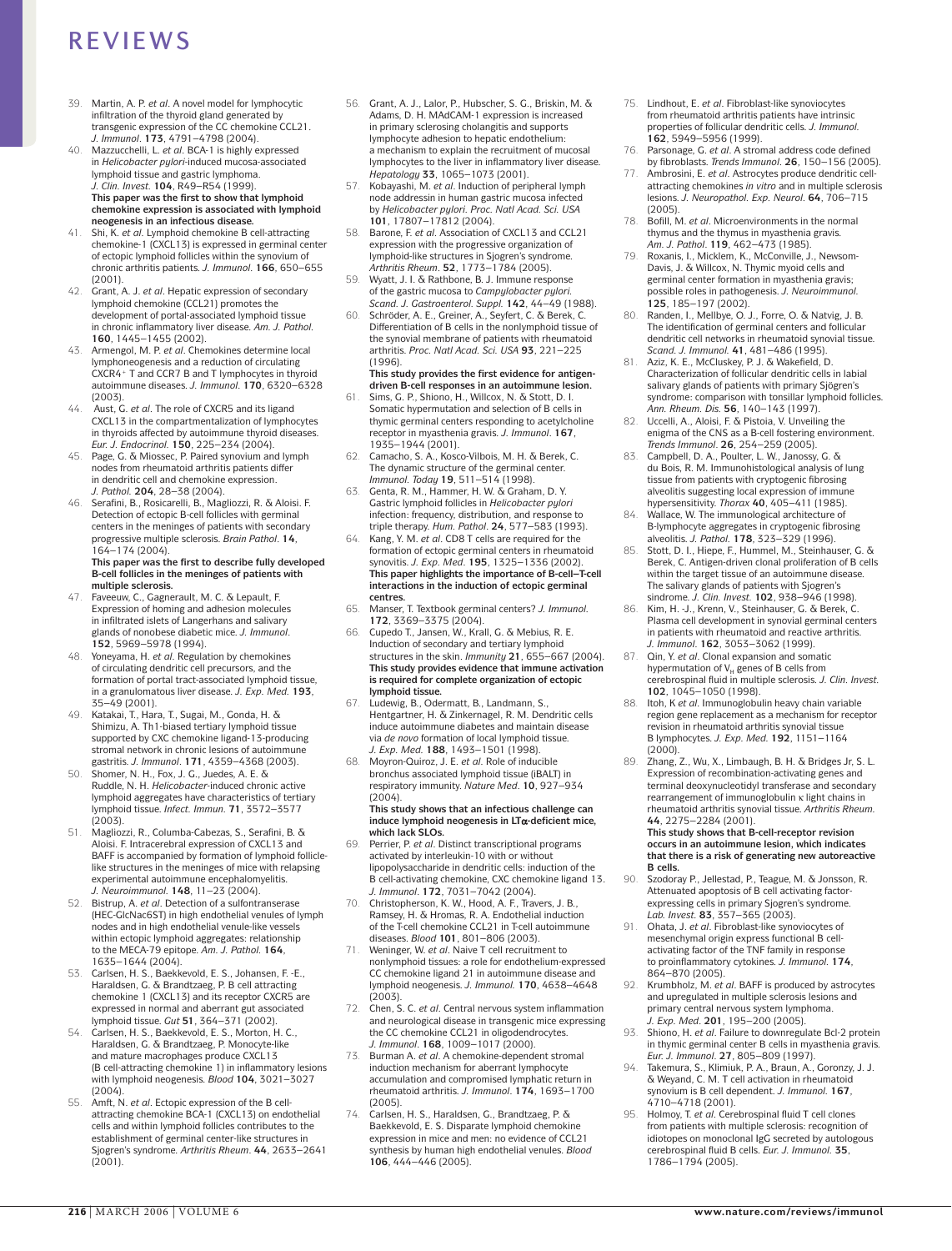39. Martin, A. P. *et al*. A novel model for lymphocytic infiltration of the thyroid gland generated by transgenic expression of the CC chemokine CCL21. *J. Immunol*. **173**, 4791–4798 (2004).
40. Mazzucchelli, L. *et al*. BCA-1 is highly expressed in *Helicobacter pylori*-induced mucosa-associated lymphoid tissue and gastric lymphoma. *J. Clin. Invest.* **104**, R49–R54 (1999).
**This paper was the first to show that lymphoid chemokine expression is associated with lymphoid neogenesis in an infectious disease.**
41. Shi, K. *et al*. Lymphoid chemokine B cell-attracting chemokine-1 (CXCL13) is expressed in germinal center of ectopic lymphoid follicles within the synovium of chronic arthritis patients. *J. Immunol*. **166**, 650–655 (2001).
42. Grant, A. J. *et al*. Hepatic expression of secondary lymphoid chemokine (CCL21) promotes the development of portal-associated lymphoid tissue in chronic inflammatory liver disease. *Am. J. Pathol.* **160**, 1445–1455 (2002).
43. Armengol, M. P. *et al*. Chemokines determine local lymphoneogenesis and a reduction of circulating CXCR4$^+$ T and CCR7 B and T lymphocytes in thyroid autoimmune diseases. *J. Immunol*. **170**, 6320–6328 (2003).
44. Aust, G. *et al*. The role of CXCR5 and its ligand CXCL13 in the compartmentalization of lymphocytes in thyroids affected by autoimmune thyroid diseases. *Eur. J. Endocrinol.* **150**, 225–234 (2004).
45. Page, G. & Miossec, P. Paired synovium and lymph nodes from rheumatoid arthritis patients differ in dendritic cell and chemokine expression. *J. Pathol.* **204**, 28–38 (2004).
46. Serafini, B., Rosicarelli, B., Magliozzi, R. & Aloisi. F. Detection of ectopic B-cell follicles with germinal centers in the meninges of patients with secondary progressive multiple sclerosis. *Brain Pathol*. **14**, 164–174 (2004).
**This paper was the first to describe fully developed B-cell follicles in the meninges of patients with multiple sclerosis.**
47. Faveeuw, C., Gagnerault, M. C. & Lepault, F. Expression of homing and adhesion molecules in infiltrated islets of Langerhans and salivary glands of nonobese diabetic mice. *J. Immunol*. **152**, 5969–5978 (1994).
48. Yoneyama, H. *et al*. Regulation by chemokines of circulating dendritic cell precursors, and the formation of portal tract-associated lymphoid tissue, in a granulomatous liver disease. *J. Exp. Med.* **193**, 35–49 (2001).
49. Katakai, T., Hara, T., Sugai, M., Gonda, H. & Shimizu, A. Th1-biased tertiary lymphoid tissue supported by CXC chemokine ligand-13-producing stromal network in chronic lesions of autoimmune gastritis. *J. Immunol*. **171**, 4359–4368 (2003).
50. Shomer, N. H., Fox, J. G., Juedes, A. E. & Ruddle, N. H. *Helicobacter*-induced chronic active lymphoid aggregates have characteristics of tertiary lymphoid tissue. *Infect. Immun.* **71**, 3572–3577 (2003).
51. Magliozzi, R., Columba-Cabezas, S., Serafini, B. & Aloisi. F. Intracerebral expression of CXCL13 and BAFF is accompanied by formation of lymphoid follicle-like structures in the meninges of mice with relapsing experimental autoimmune encephalomyelitis. *J. Neuroimmunol.* **148**, 11–23 (2004).
52. Bistrup, A. *et al*. Detection of a sulfontransferase (HEC-GlcNac6ST) in high endothelial venules of lymph nodes and in high endothelial venule-like vessels within ectopic lymphoid aggregates: relationship to the MECA-79 epitope. *Am. J. Pathol.* **164**, 1635–1644 (2004).
53. Carlsen, H. S., Baekkevold, E. S., Johansen, F. -E., Haraldsen, G. & Brandtzaeg, P. B cell attracting chemokine 1 (CXCL13) and its receptor CXCR5 are expressed in normal and aberrant gut associated lymphoid tissue. *Gut* **51**, 364–371 (2002).
54. Carlsen, H. S., Baekkevold, E. S., Morton, H. C., Haraldsen, G. & Brandtzaeg, P. Monocyte-like and mature macrophages produce CXCL13 (B cell-attracting chemokine 1) in inflammatory lesions with lymphoid neogenesis. *Blood* **104**, 3021–3027 (2004).
55. Amft, N. *et al*. Ectopic expression of the B cell-attracting chemokine BCA-1 (CXCL13) on endothelial cells and within lymphoid follicles contributes to the establishment of germinal center-like structures in Sjogren's syndrome. *Arthritis Rheum*. **44**, 2633–2641 (2001).
56. Grant, A. J., Lalor, P., Hubscher, S. G., Briskin, M. & Adams, D. H. MAdCAM-1 expression is increased in primary sclerosing cholangitis and supports lymphocyte adhesion to hepatic endothelium: a mechanism to explain the recruitment of mucosal lymphocytes to the liver in inflammatory liver disease. *Hepatology* **33**, 1065–1073 (2001).
57. Kobayashi, M. *et al*. Induction of peripheral lymph node addressin in human gastric mucosa infected by *Helicobacter pylori*. *Proc. Natl Acad. Sci. USA* **101**, 17807–17812 (2004).
58. Barone, F. *et al*. Association of CXCL13 and CCL21 expression with the progressive organization of lymphoid-like structures in Sjogren's syndrome. *Arthritis Rheum*. **52**, 1773–1784 (2005).
59. Wyatt, J. I. & Rathbone, B. J. Immune response of the gastric mucosa to *Campylobacter pylori*. *Scand. J. Gastroenterol. Suppl.* **142**, 44–49 (1988).
60. Schröder, A. E., Greiner, A., Seyfert, C. & Berek, C. Differentiation of B cells in the nonlymphoid tissue of the synovial membrane of patients with rheumatoid arthritis. *Proc. Natl Acad. Sci. USA* **93**, 221–225 (1996).
**This study provides the first evidence for antigen-driven B-cell responses in an autoimmune lesion.**
61. Sims, G. P., Shiono, H., Willcox, N. & Stott, D. I. Somatic hypermutation and selection of B cells in thymic germinal centers responding to acetylcholine receptor in myasthenia gravis. *J. Immunol*. **167**, 1935–1944 (2001).
62. Camacho, S. A., Kosco-Vilbois, M. H. & Berek, C. The dynamic structure of the germinal center. *Immunol. Today* **19**, 511–514 (1998).
63. Genta, R. M., Hammer, H. W. & Graham, D. Y. Gastric lymphoid follicles in *Helicobacter pylori* infection: frequency, distribution, and response to triple therapy. *Hum. Pathol*. **24**, 577–583 (1993).
64. Kang, Y. M. *et al*. CD8 T cells are required for the formation of ectopic germinal centers in rheumatoid synovitis. *J. Exp. Med*. **195**, 1325–1336 (2002).
**This paper highlights the importance of B-cell–T-cell interactions in the induction of ectopic germinal centres.**
65. Manser, T. Textbook germinal centers? *J. Immunol*. **172**, 3369–3375 (2004).
66. Cupedo T., Jansen, W., Krall, G. & Mebius, R. E. Induction of secondary and tertiary lymphoid structures in the skin. *Immunity* **21**, 655–667 (2004).
**This study provides evidence that immune activation is required for complete organization of ectopic lymphoid tissue.**
67. Ludewig, B., Odermatt, B., Landmann, S., Hentgartner, H. & Zinkernagel, R. M. Dendritic cells induce autoimmune diabetes and maintain disease via *de novo* formation of local lymphoid tissue. *J. Exp. Med.* **188**, 1493–1501 (1998).
68. Moyron-Quiroz, J. E. *et al*. Role of inducible bronchus associated lymphoid tissue (iBALT) in respiratory immunity. *Nature Med*. **10**, 927–934 (2004).
**This study shows that an infectious challenge can induce lymphoid neogenesis in LTα-deficient mice, which lack SLOs.**
69. Perrier, P. *et al*. Distinct transcriptional programs activated by interleukin-10 with or without lipopolysaccharide in dendritic cells: induction of the B cell-activating chemokine, CXC chemokine ligand 13. *J. Immunol*. **172**, 7031–7042 (2004).
70. Christopherson, K. W., Hood, A. F., Travers, J. B., Ramsey, H. & Hromas, R. A. Endothelial induction of the T-cell chemokine CCL21 in T-cell autoimmune diseases. *Blood* **101**, 801–806 (2003).
71. Weninger, W. *et al*. Naive T cell recruitment to nonlymphoid tissues: a role for endothelium-expressed CC chemokine ligand 21 in autoimmune disease and lymphoid neogenesis. *J. Immunol.* **170**, 4638–4648 (2003).
72. Chen, S. C. *et al*. Central nervous system inflammation and neurological disease in transgenic mice expressing the CC chemokine CCL21 in oligodendrocytes. *J. Immunol*. **168**, 1009–1017 (2000).
73. Burman A. *et al*. A chemokine-dependent stromal induction mechanism for aberrant lymphocyte accumulation and compromised lymphatic return in rheumatoid arthritis. *J. Immunol*. **174**, 1693–1700 (2005).
74. Carlsen, H. S., Haraldsen, G., Brandtzaeg, P. & Baekkevold, E. S. Disparate lymphoid chemokine expression in mice and men: no evidence of CCL21 synthesis by human high endothelial venules. *Blood* **106**, 444–446 (2005).
75. Lindhout, E. *et al*. Fibroblast-like synoviocytes from rheumatoid arthritis patients have intrinsic properties of follicular dendritic cells. *J. Immunol.* **162**, 5949–5956 (1999).
76. Parsonage, G. *et al*. A stromal address code defined by fibroblasts. *Trends Immunol*. **26**, 150–156 (2005).
77. Ambrosini, E. *et al*. Astrocytes produce dendritic cell-attracting chemokines *in vitro* and in multiple sclerosis lesions. *J. Neuropathol. Exp. Neurol*. **64**, 706–715 (2005).
78. Bofill, M. *et al*. Microenvironments in the normal thymus and the thymus in myasthenia gravis. *Am. J. Pathol*. **119**, 462–473 (1985).
79. Roxanis, I., Micklem, K., McConville, J., Newsom-Davis, J. & Willcox, N. Thymic myoid cells and germinal center formation in myasthenia gravis; possible roles in pathogenesis. *J. Neuroimmunol.* **125**, 185–197 (2002).
80. Randen, I., Mellbye, O. J., Forre, O. & Natvig, J. B. The identification of germinal centers and follicular dendritic cell networks in rheumatoid synovial tissue. *Scand. J. Immunol.* **41**, 481–486 (1995).
81. Aziz, K. E., McCluskey, P. J. & Wakefield, D. Characterization of follicular dendritic cells in labial salivary glands of patients with primary Sjögren's syndrome: comparison with tonsillar lymphoid follicles. *Ann. Rheum. Dis.* **56**, 140–143 (1997).
82. Uccelli, A., Aloisi, F. & Pistoia, V. Unveiling the enigma of the CNS as a B-cell fostering environment. *Trends Immunol*. **26**, 254–259 (2005).
83. Campbell, D. A., Poulter, L. W., Janossy, G. & du Bois, R. M. Immunohistological analysis of lung tissue from patients with cryptogenic fibrosing alveolitis suggesting local expression of immune hypersensitivity. *Thorax* **40**, 405–411 (1985).
84. Wallace, W. The immunological architecture of B-lymphocyte aggregates in cryptogenic fibrosing alveolitis. *J. Pathol.* **178**, 323–329 (1996).
85. Stott, D. I., Hiepe, F., Hummel, M., Steinhauser, G. & Berek, C. Antigen-driven clonal proliferation of B cells within the target tissue of an autoimmune disease. The salivary glands of patients with Sjogren's sindrome. *J. Clin. Invest.* **102**, 938–946 (1998).
86. Kim, H. -J., Krenn, V., Steinhauser, G. & Berek, C. Plasma cell development in synovial germinal centers in patients with rheumatoid and reactive arthritis. *J. Immunol*. **162**, 3053–3062 (1999).
87. Qin, Y. *et al*. Clonal expansion and somatic hypermutation of $V_H$ genes of B cells from cerebrospinal fluid in multiple sclerosis. *J. Clin. Invest.* **102**, 1045–1050 (1998).
88. Itoh, K *et al*. Immunoglobulin heavy chain variable region gene replacement as a mechanism for receptor revision in rheumatoid arthritis synovial tissue B lymphocytes. *J. Exp. Med.* **192**, 1151–1164 (2000).
89. Zhang, Z., Wu, X., Limbaugh, B. H. & Bridges Jr, S. L. Expression of recombination-activating genes and terminal deoxynucleotidyl transferase and secondary rearrangement of immunoglobulin κ light chains in rheumatoid arthritis synovial tissue. *Arthritis Rheum*. **44**, 2275–2284 (2001).
**This study shows that B-cell-receptor revision occurs in an autoimmune lesion, which indicates that there is a risk of generating new autoreactive B cells.**
90. Szodoray, P., Jellestad, P., Teague, M. & Jonsson, R. Attenuated apoptosis of B cell activating factor-expressing cells in primary Sjogren's syndrome. *Lab. Invest.* **83**, 357–365 (2003).
91. Ohata, J. *et al*. Fibroblast-like synoviocytes of mesenchymal origin express functional B cell-activating factor of the TNF family in response to proinflammatory cytokines. *J. Immunol.* **174**, 864–870 (2005).
92. Krumbholz, M. *et al*. BAFF is produced by astrocytes and upregulated in multiple sclerosis lesions and primary central nervous system lymphoma. *J. Exp. Med*. **201**, 195–200 (2005).
93. Shiono, H. *et al*. Failure to downregulate Bcl-2 protein in thymic germinal center B cells in myasthenia gravis. *Eur. J. Immunol*. **27**, 805–809 (1997).
94. Takemura, S., Klimiuk, P. A., Braun, A., Goronzy, J. J. & Weyand, C. M. T cell activation in rheumatoid synovium is B cell dependent. *J. Immunol.* **167**, 4710–4718 (2001).
95. Holmoy, T. *et al*. Cerebrospinal fluid T cell clones from patients with multiple sclerosis: recognition of idiotopes on monoclonal IgG secreted by autologous cerebrospinal fluid B cells. *Eur. J. Immunol.* **35**, 1786–1794 (2005).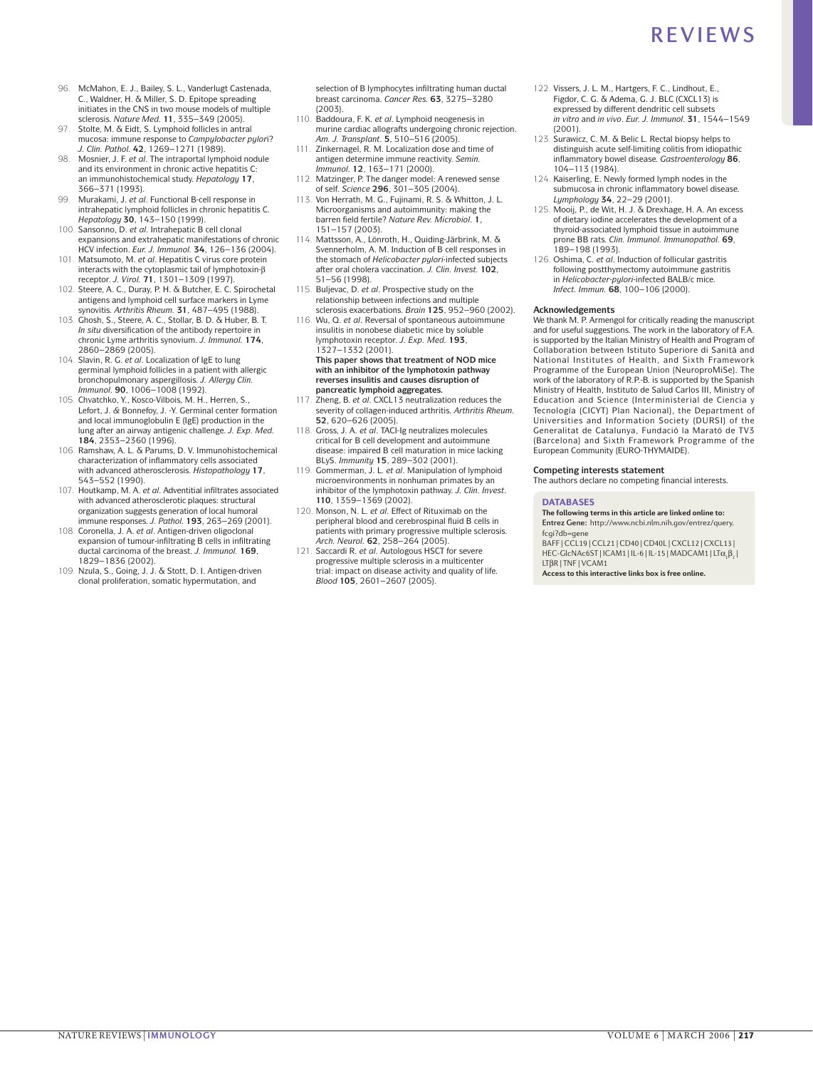96. McMahon, E. J., Bailey, S. L., Vanderlugt Castenada, C., Waldner, H. & Miller, S. D. Epitope spreading initiates in the CNS in two mouse models of multiple sclerosis. *Nature Med.* **11**, 335–349 (2005).
97. Stolte, M. & Eidt, S. Lymphoid follicles in antral mucosa: immune response to *Campylobacter pylori*? *J. Clin. Pathol.* **42**, 1269–1271 (1989).
98. Mosnier, J. F. *et al*. The intraportal lymphoid nodule and its environment in chronic active hepatitis C: an immunohistochemical study. *Hepatology* **17**, 366–371 (1993).
99. Murakami, J. *et al*. Functional B-cell response in intrahepatic lymphoid follicles in chronic hepatitis C. *Hepatology* **30**, 143–150 (1999).
100. Sansonno, D. *et al*. Intrahepatic B cell clonal expansions and extrahepatic manifestations of chronic HCV infection. *Eur. J. Immunol.* **34**, 126–136 (2004).
101. Matsumoto, M. *et al*. Hepatitis C virus core protein interacts with the cytoplasmic tail of lymphotoxin-β receptor. *J. Virol.* **71**, 1301–1309 (1997).
102. Steere, A. C., Duray, P. H. & Butcher, E. C. Spirochetal antigens and lymphoid cell surface markers in Lyme synovitis. *Arthritis Rheum.* **31**, 487–495 (1988).
103. Ghosh, S., Steere, A. C., Stollar, B. D. & Huber, B. T. *In situ* diversification of the antibody repertoire in chronic Lyme arthritis synovium. *J. Immunol.* **174**, 2860–2869 (2005).
104. Slavin, R. G. *et al*. Localization of IgE to lung germinal lymphoid follicles in a patient with allergic bronchopulmonary aspergillosis. *J. Allergy Clin. Immunol.* **90**, 1006–1008 (1992).
105. Chvatchko, Y., Kosco-Vilbois, M. H., Herren, S., Lefort, J. & Bonnefoy, J. -Y. Germinal center formation and local immunoglobulin E (IgE) production in the lung after an airway antigenic challenge. *J. Exp. Med.* **184**, 2353–2360 (1996).
106. Ramshaw, A. L. & Parums, D. V. Immunohistochemical characterization of inflammatory cells associated with advanced atherosclerosis. *Histopathology* **17**, 543–552 (1990).
107. Houtkamp, M. A. *et al*. Adventitial infiltrates associated with advanced atherosclerotic plaques: structural organization suggests generation of local humoral immune responses. *J. Pathol.* **193**, 263–269 (2001).
108. Coronella, J. A. *et al*. Antigen-driven oligoclonal expansion of tumour-infiltrating B cells in infiltrating ductal carcinoma of the breast. *J. Immunol.* **169**, 1829–1836 (2002).
109. Nzula, S., Going, J. J. & Stott, D. I. Antigen-driven clonal proliferation, somatic hypermutation, and selection of B lymphocytes infiltrating human ductal breast carcinoma. *Cancer Res.* **63**, 3275–3280 (2003).
110. Baddoura, F. K. *et al*. Lymphoid neogenesis in murine cardiac allografts undergoing chronic rejection. *Am. J. Transplant.* **5**, 510–516 (2005).
111. Zinkernagel, R. M. Localization dose and time of antigen determine immune reactivity. *Semin. Immunol.* **12**, 163–171 (2000).
112. Matzinger, P. The danger model: A renewed sense of self. *Science* **296**, 301–305 (2004).
113. Von Herrath, M. G., Fujinami, R. S. & Whitton, J. L. Microorganisms and autoimmunity: making the barren field fertile? *Nature Rev. Microbiol.* **1**, 151–157 (2003).
114. Mattsson, A., Lönroth, H., Quiding-Järbrink, M. & Svennerholm, A. M. Induction of B cell responses in the stomach of *Helicobacter pylori*-infected subjects after oral cholera vaccination. *J. Clin. Invest.* **102**, 51–56 (1998).
115. Buljevac, D. *et al*. Prospective study on the relationship between infections and multiple sclerosis exacerbations. *Brain* **125**, 952–960 (2002).
116. Wu, Q. *et al*. Reversal of spontaneous autoimmune insulitis in nonobese diabetic mice by soluble lymphotoxin receptor. *J. Exp. Med.* **193**, 1327–1332 (2001).
**This paper shows that treatment of NOD mice with an inhibitor of the lymphotoxin pathway reverses insulitis and causes disruption of pancreatic lymphoid aggregates.**
117. Zheng, B. *et al*. CXCL13 neutralization reduces the severity of collagen-induced arthritis. *Arthritis Rheum.* **52**, 620–626 (2005).
118. Gross, J. A. *et al*. TACI-Ig neutralizes molecules critical for B cell development and autoimmune disease: impaired B cell maturation in mice lacking BLyS. *Immunity* **15**, 289–302 (2001).
119. Gommerman, J. L. *et al*. Manipulation of lymphoid microenvironments in nonhuman primates by an inhibitor of the lymphotoxin pathway. *J. Clin. Invest.* **110**, 1359–1369 (2002).
120. Monson, N. L. *et al*. Effect of Rituximab on the peripheral blood and cerebrospinal fluid B cells in patients with primary progressive multiple sclerosis. *Arch. Neurol.* **62**, 258–264 (2005).
121. Saccardi R. *et al*. Autologous HSCT for severe progressive multiple sclerosis in a multicenter trial: impact on disease activity and quality of life. *Blood* **105**, 2601–2607 (2005).
122. Vissers, J. L. M., Hartgers, F. C., Lindhout, E., Figdor, C. G. & Adema, G. J. BLC (CXCL13) is expressed by different dendritic cell subsets *in vitro* and *in vivo*. *Eur. J. Immunol.* **31**, 1544–1549 (2001).
123. Surawicz, C. M. & Belic L. Rectal biopsy helps to distinguish acute self-limiting colitis from idiopathic inflammatory bowel disease. *Gastroenterology* **86**, 104–113 (1984).
124. Kaiserling, E. Newly formed lymph nodes in the submucosa in chronic inflammatory bowel disease. *Lymphology* **34**, 22–29 (2001).
125. Mooij, P., de Wit, H. J. & Drexhage, H. A. An excess of dietary iodine accelerates the development of a thyroid-associated lymphoid tissue in autoimmune prone BB rats. *Clin. Immunol. Immunopathol.* **69**, 189–198 (1993).
126. Oshima, C. *et al*. Induction of follicular gastritis following postthymectomy autoimmune gastritis in *Helicobacter-pylori*-infected BALB/c mice. *Infect. Immun.* **68**, 100–106 (2000).

### Acknowledgements

We thank M. P. Armengol for critically reading the manuscript and for useful suggestions. The work in the laboratory of F.A. is supported by the Italian Ministry of Health and Program of Collaboration between Istituto Superiore di Sanità and National Institutes of Health, and Sixth Framework Programme of the European Union (NeuroproMiSe). The work of the laboratory of R.P.-B. is supported by the Spanish Ministry of Health, Instituto de Salud Carlos III, Ministry of Education and Science (Interministerial de Ciencia y Tecnología (CICYT) Plan Nacional), the Department of Universities and Information Society (DURSI) of the Generalitat de Catalunya, Fundació la Marató de TV3 (Barcelona) and Sixth Framework Programme of the European Community (EURO-THYMAIDE).

### Competing interests statement

The authors declare no competing financial interests.

### DATABASES

**The following terms in this article are linked online to:**
**Entrez Gene:** http://www.ncbi.nlm.nih.gov/entrez/query.fcgi?db=gene
BAFF | CCL19 | CCL21 | CD40 | CD40L | CXCL12 | CXCL13 | HEC-GlcNAc6ST | ICAM1 | IL-6 | IL-15 | MADCAM1 | LT$\alpha_1\beta_2$ | LTβR | TNF | VCAM1
**Access to this interactive links box is free online.**